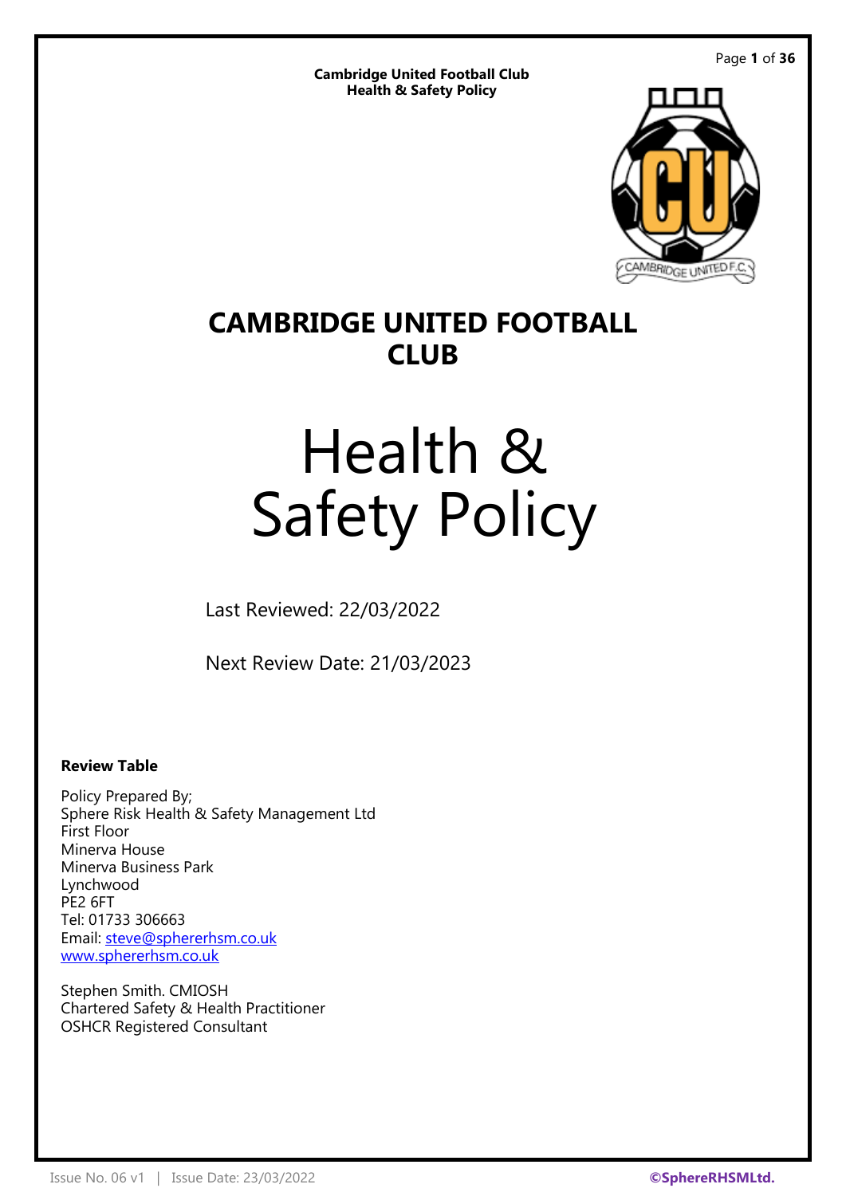# CAMBRIDGE UNITED FOOTBALL CLUB

# Health & Safety Policy

Last Reviewed: 22/03/2022

Next Review Date: 21/03/2023

**Review Table**

Policy Prepared By;
Sphere Risk Health & Safety Management Ltd
First Floor
Minerva House
Minerva Business Park
Lynchwood
PE2 6FT
Tel: 01733 306663
Email: steve@sphererhsm.co.uk
www.sphererhsm.co.uk

Stephen Smith. CMIOSH
Chartered Safety & Health Practitioner
OSHCR Registered Consultant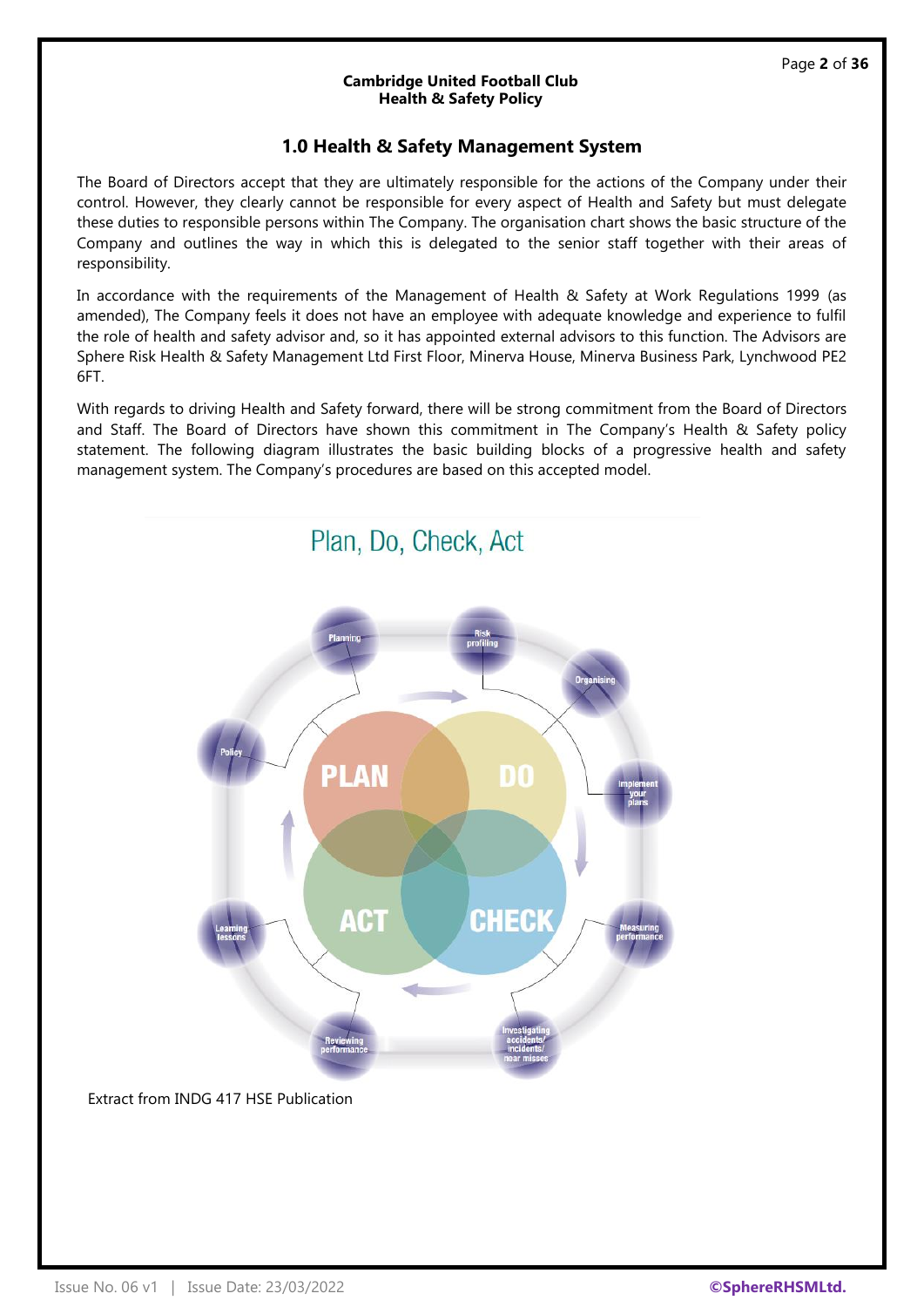## 1.0 Health & Safety Management System

The Board of Directors accept that they are ultimately responsible for the actions of the Company under their control. However, they clearly cannot be responsible for every aspect of Health and Safety but must delegate these duties to responsible persons within The Company. The organisation chart shows the basic structure of the Company and outlines the way in which this is delegated to the senior staff together with their areas of responsibility.

In accordance with the requirements of the Management of Health & Safety at Work Regulations 1999 (as amended), The Company feels it does not have an employee with adequate knowledge and experience to fulfil the role of health and safety advisor and, so it has appointed external advisors to this function. The Advisors are Sphere Risk Health & Safety Management Ltd First Floor, Minerva House, Minerva Business Park, Lynchwood PE2 6FT.

With regards to driving Health and Safety forward, there will be strong commitment from the Board of Directors and Staff. The Board of Directors have shown this commitment in The Company's Health & Safety policy statement. The following diagram illustrates the basic building blocks of a progressive health and safety management system. The Company's procedures are based on this accepted model.

Plan, Do, Check, Act

PLAN – DO – CHECK – ACT

Planning; Risk profiling; Organising; Implement your plans; Measuring performance; Investigating accidents/ incidents/ near misses; Reviewing performance; Learning lessons; Policy

Extract from INDG 417 HSE Publication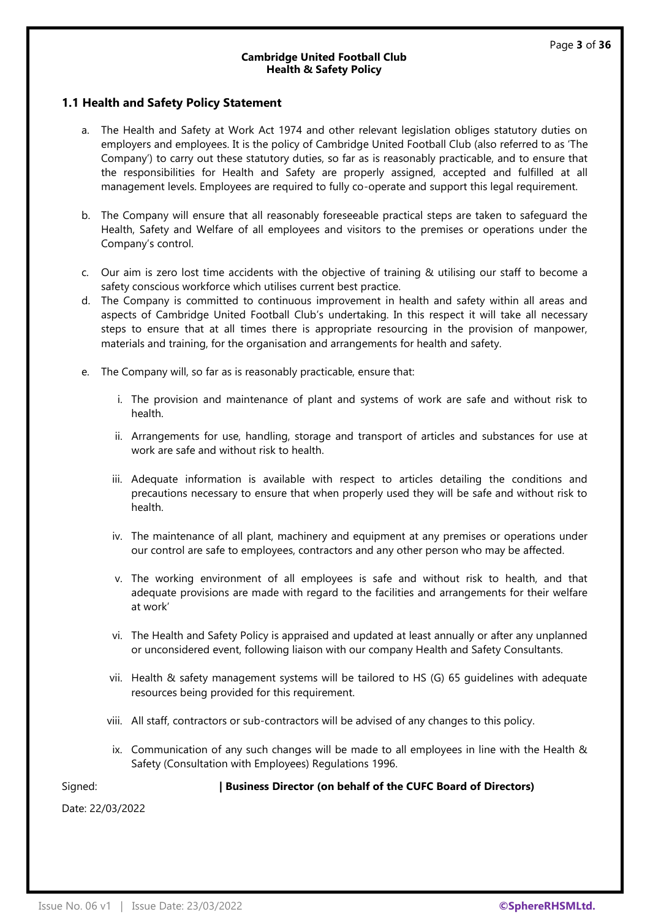## 1.1 Health and Safety Policy Statement

a. The Health and Safety at Work Act 1974 and other relevant legislation obliges statutory duties on employers and employees. It is the policy of Cambridge United Football Club (also referred to as 'The Company') to carry out these statutory duties, so far as is reasonably practicable, and to ensure that the responsibilities for Health and Safety are properly assigned, accepted and fulfilled at all management levels. Employees are required to fully co-operate and support this legal requirement.

b. The Company will ensure that all reasonably foreseeable practical steps are taken to safeguard the Health, Safety and Welfare of all employees and visitors to the premises or operations under the Company's control.

c. Our aim is zero lost time accidents with the objective of training & utilising our staff to become a safety conscious workforce which utilises current best practice.

d. The Company is committed to continuous improvement in health and safety within all areas and aspects of Cambridge United Football Club's undertaking. In this respect it will take all necessary steps to ensure that at all times there is appropriate resourcing in the provision of manpower, materials and training, for the organisation and arrangements for health and safety.

e. The Company will, so far as is reasonably practicable, ensure that:

   i. The provision and maintenance of plant and systems of work are safe and without risk to health.

   ii. Arrangements for use, handling, storage and transport of articles and substances for use at work are safe and without risk to health.

   iii. Adequate information is available with respect to articles detailing the conditions and precautions necessary to ensure that when properly used they will be safe and without risk to health.

   iv. The maintenance of all plant, machinery and equipment at any premises or operations under our control are safe to employees, contractors and any other person who may be affected.

   v. The working environment of all employees is safe and without risk to health, and that adequate provisions are made with regard to the facilities and arrangements for their welfare at work'

   vi. The Health and Safety Policy is appraised and updated at least annually or after any unplanned or unconsidered event, following liaison with our company Health and Safety Consultants.

   vii. Health & safety management systems will be tailored to HS (G) 65 guidelines with adequate resources being provided for this requirement.

   viii. All staff, contractors or sub-contractors will be advised of any changes to this policy.

   ix. Communication of any such changes will be made to all employees in line with the Health & Safety (Consultation with Employees) Regulations 1996.

Signed: **| Business Director (on behalf of the CUFC Board of Directors)**

Date: 22/03/2022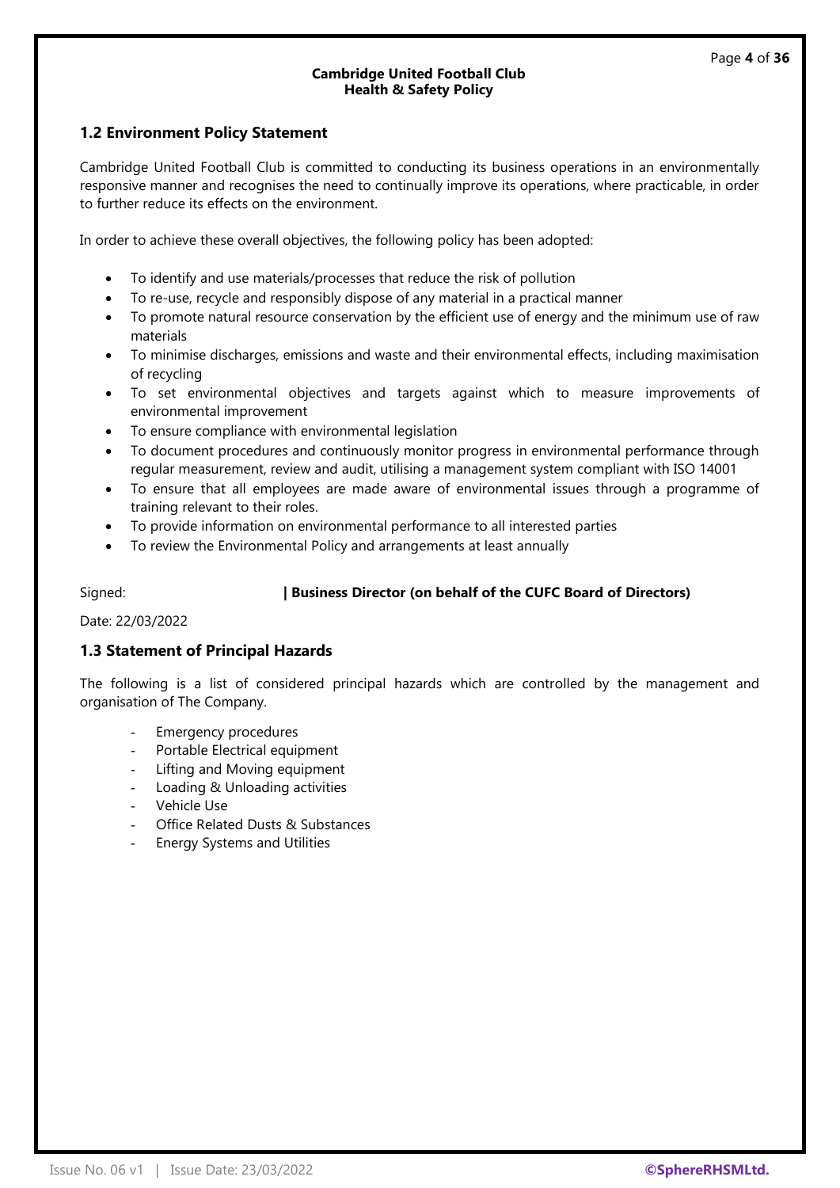## 1.2 Environment Policy Statement

Cambridge United Football Club is committed to conducting its business operations in an environmentally responsive manner and recognises the need to continually improve its operations, where practicable, in order to further reduce its effects on the environment.

In order to achieve these overall objectives, the following policy has been adopted:

- To identify and use materials/processes that reduce the risk of pollution
- To re-use, recycle and responsibly dispose of any material in a practical manner
- To promote natural resource conservation by the efficient use of energy and the minimum use of raw materials
- To minimise discharges, emissions and waste and their environmental effects, including maximisation of recycling
- To set environmental objectives and targets against which to measure improvements of environmental improvement
- To ensure compliance with environmental legislation
- To document procedures and continuously monitor progress in environmental performance through regular measurement, review and audit, utilising a management system compliant with ISO 14001
- To ensure that all employees are made aware of environmental issues through a programme of training relevant to their roles.
- To provide information on environmental performance to all interested parties
- To review the Environmental Policy and arrangements at least annually

Signed: **| Business Director (on behalf of the CUFC Board of Directors)**

Date: 22/03/2022

## 1.3 Statement of Principal Hazards

The following is a list of considered principal hazards which are controlled by the management and organisation of The Company.

- Emergency procedures
- Portable Electrical equipment
- Lifting and Moving equipment
- Loading & Unloading activities
- Vehicle Use
- Office Related Dusts & Substances
- Energy Systems and Utilities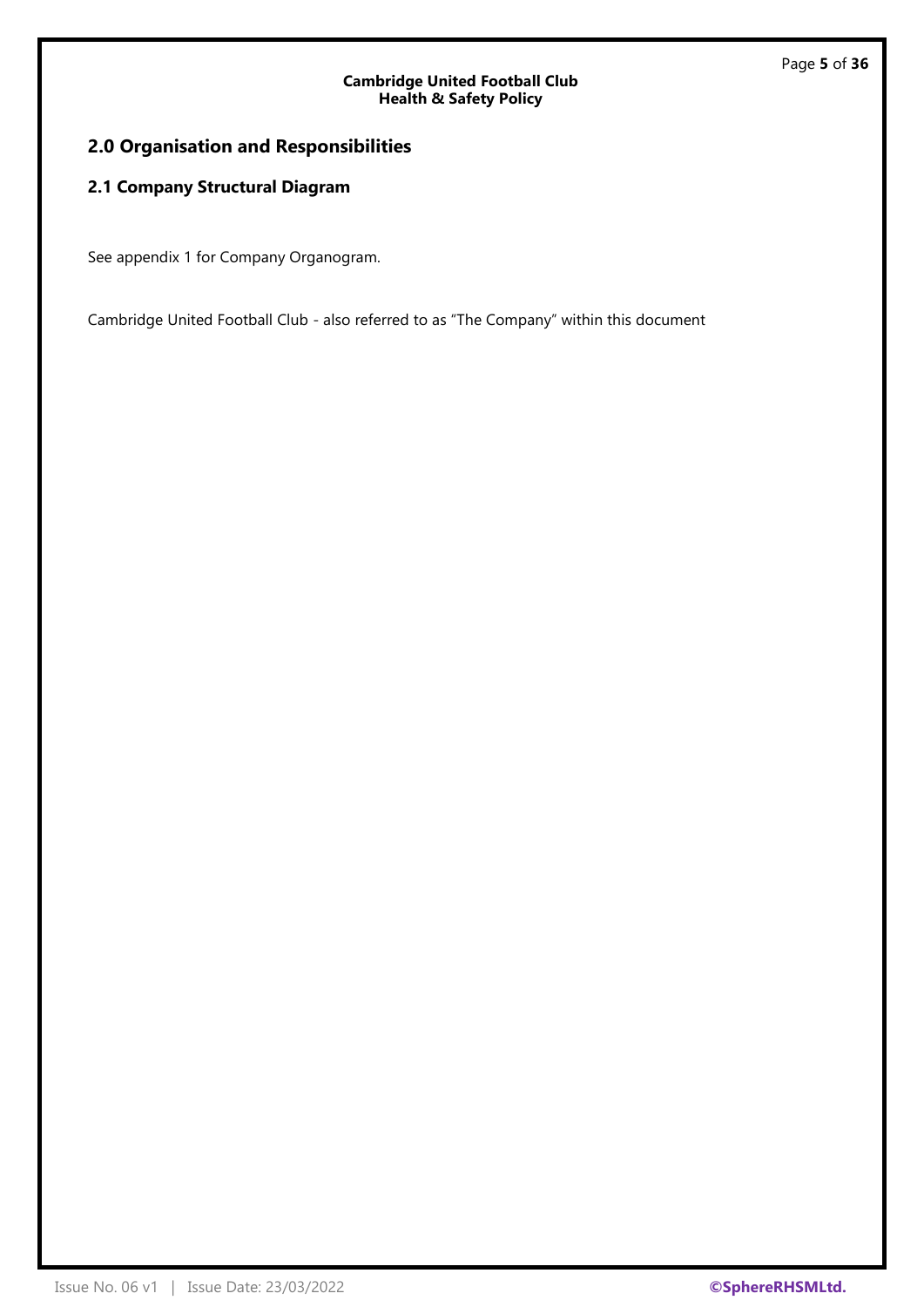## 2.0 Organisation and Responsibilities

### 2.1 Company Structural Diagram

See appendix 1 for Company Organogram.

Cambridge United Football Club - also referred to as “The Company” within this document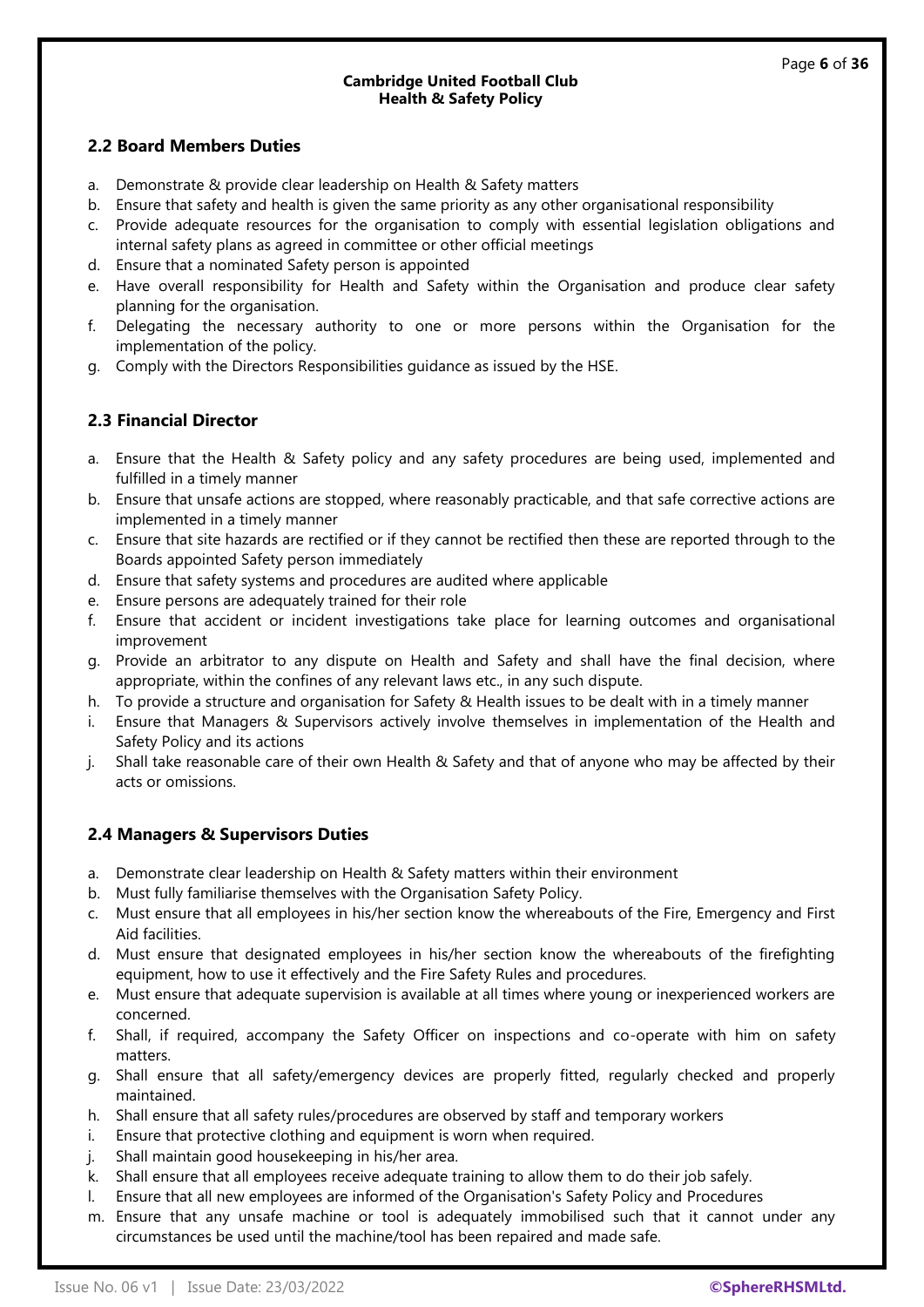## 2.2 Board Members Duties

a. Demonstrate & provide clear leadership on Health & Safety matters
b. Ensure that safety and health is given the same priority as any other organisational responsibility
c. Provide adequate resources for the organisation to comply with essential legislation obligations and internal safety plans as agreed in committee or other official meetings
d. Ensure that a nominated Safety person is appointed
e. Have overall responsibility for Health and Safety within the Organisation and produce clear safety planning for the organisation.
f. Delegating the necessary authority to one or more persons within the Organisation for the implementation of the policy.
g. Comply with the Directors Responsibilities guidance as issued by the HSE.

## 2.3 Financial Director

a. Ensure that the Health & Safety policy and any safety procedures are being used, implemented and fulfilled in a timely manner
b. Ensure that unsafe actions are stopped, where reasonably practicable, and that safe corrective actions are implemented in a timely manner
c. Ensure that site hazards are rectified or if they cannot be rectified then these are reported through to the Boards appointed Safety person immediately
d. Ensure that safety systems and procedures are audited where applicable
e. Ensure persons are adequately trained for their role
f. Ensure that accident or incident investigations take place for learning outcomes and organisational improvement
g. Provide an arbitrator to any dispute on Health and Safety and shall have the final decision, where appropriate, within the confines of any relevant laws etc., in any such dispute.
h. To provide a structure and organisation for Safety & Health issues to be dealt with in a timely manner
i. Ensure that Managers & Supervisors actively involve themselves in implementation of the Health and Safety Policy and its actions
j. Shall take reasonable care of their own Health & Safety and that of anyone who may be affected by their acts or omissions.

## 2.4 Managers & Supervisors Duties

a. Demonstrate clear leadership on Health & Safety matters within their environment
b. Must fully familiarise themselves with the Organisation Safety Policy.
c. Must ensure that all employees in his/her section know the whereabouts of the Fire, Emergency and First Aid facilities.
d. Must ensure that designated employees in his/her section know the whereabouts of the firefighting equipment, how to use it effectively and the Fire Safety Rules and procedures.
e. Must ensure that adequate supervision is available at all times where young or inexperienced workers are concerned.
f. Shall, if required, accompany the Safety Officer on inspections and co-operate with him on safety matters.
g. Shall ensure that all safety/emergency devices are properly fitted, regularly checked and properly maintained.
h. Shall ensure that all safety rules/procedures are observed by staff and temporary workers
i. Ensure that protective clothing and equipment is worn when required.
j. Shall maintain good housekeeping in his/her area.
k. Shall ensure that all employees receive adequate training to allow them to do their job safely.
l. Ensure that all new employees are informed of the Organisation's Safety Policy and Procedures
m. Ensure that any unsafe machine or tool is adequately immobilised such that it cannot under any circumstances be used until the machine/tool has been repaired and made safe.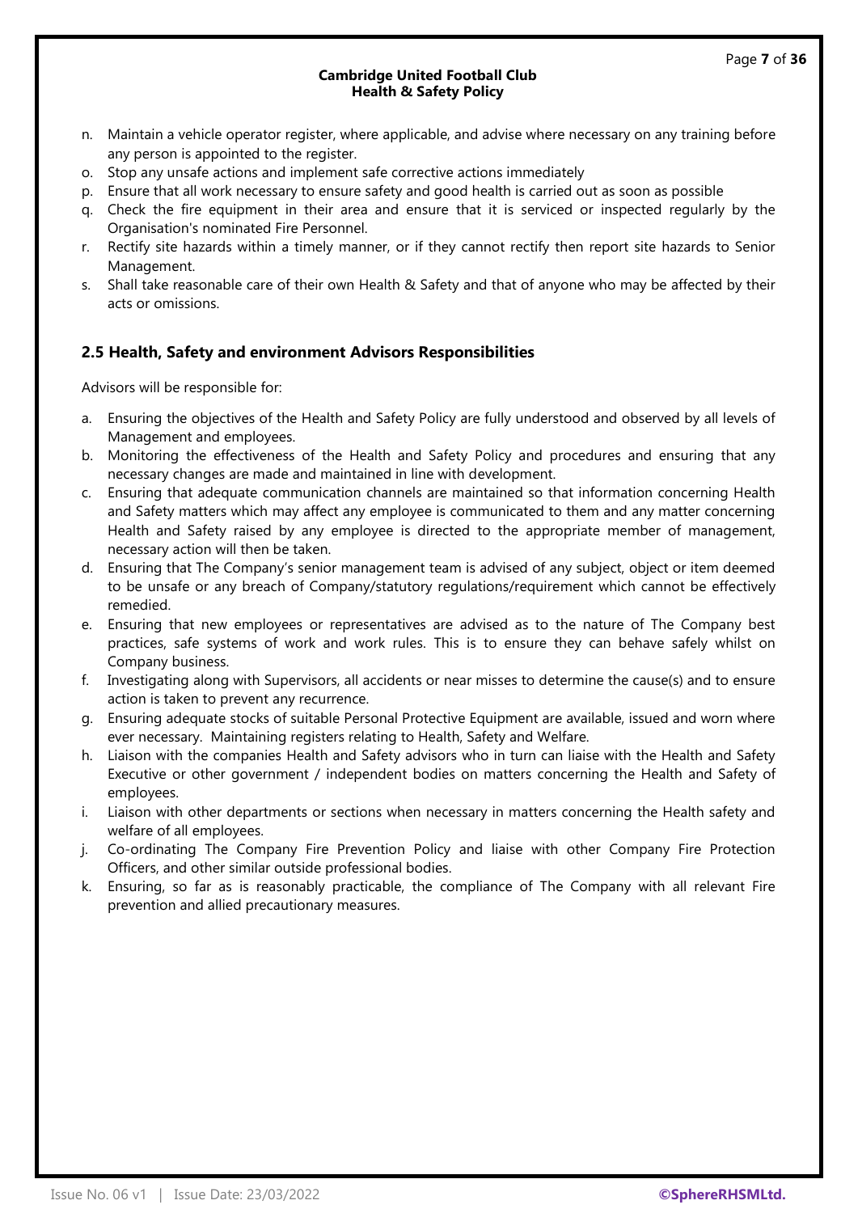n. Maintain a vehicle operator register, where applicable, and advise where necessary on any training before any person is appointed to the register.
o. Stop any unsafe actions and implement safe corrective actions immediately
p. Ensure that all work necessary to ensure safety and good health is carried out as soon as possible
q. Check the fire equipment in their area and ensure that it is serviced or inspected regularly by the Organisation's nominated Fire Personnel.
r. Rectify site hazards within a timely manner, or if they cannot rectify then report site hazards to Senior Management.
s. Shall take reasonable care of their own Health & Safety and that of anyone who may be affected by their acts or omissions.

## 2.5 Health, Safety and environment Advisors Responsibilities

Advisors will be responsible for:

a. Ensuring the objectives of the Health and Safety Policy are fully understood and observed by all levels of Management and employees.
b. Monitoring the effectiveness of the Health and Safety Policy and procedures and ensuring that any necessary changes are made and maintained in line with development.
c. Ensuring that adequate communication channels are maintained so that information concerning Health and Safety matters which may affect any employee is communicated to them and any matter concerning Health and Safety raised by any employee is directed to the appropriate member of management, necessary action will then be taken.
d. Ensuring that The Company's senior management team is advised of any subject, object or item deemed to be unsafe or any breach of Company/statutory regulations/requirement which cannot be effectively remedied.
e. Ensuring that new employees or representatives are advised as to the nature of The Company best practices, safe systems of work and work rules. This is to ensure they can behave safely whilst on Company business.
f. Investigating along with Supervisors, all accidents or near misses to determine the cause(s) and to ensure action is taken to prevent any recurrence.
g. Ensuring adequate stocks of suitable Personal Protective Equipment are available, issued and worn where ever necessary. Maintaining registers relating to Health, Safety and Welfare.
h. Liaison with the companies Health and Safety advisors who in turn can liaise with the Health and Safety Executive or other government / independent bodies on matters concerning the Health and Safety of employees.
i. Liaison with other departments or sections when necessary in matters concerning the Health safety and welfare of all employees.
j. Co-ordinating The Company Fire Prevention Policy and liaise with other Company Fire Protection Officers, and other similar outside professional bodies.
k. Ensuring, so far as is reasonably practicable, the compliance of The Company with all relevant Fire prevention and allied precautionary measures.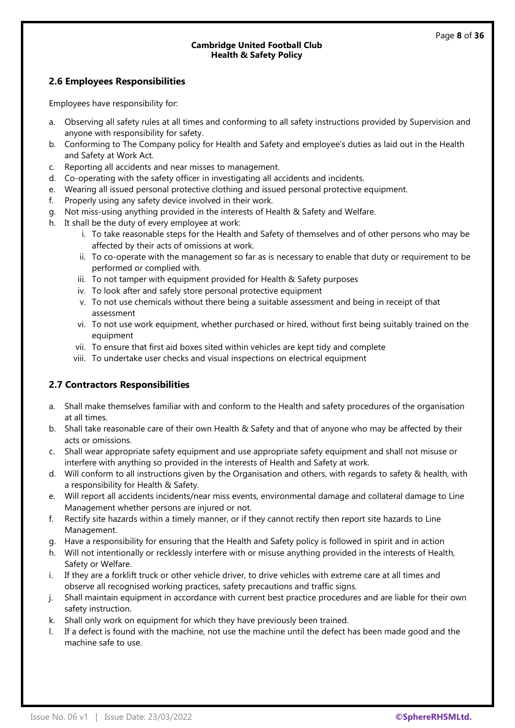## 2.6 Employees Responsibilities

Employees have responsibility for:

a. Observing all safety rules at all times and conforming to all safety instructions provided by Supervision and anyone with responsibility for safety.
b. Conforming to The Company policy for Health and Safety and employee's duties as laid out in the Health and Safety at Work Act.
c. Reporting all accidents and near misses to management.
d. Co-operating with the safety officer in investigating all accidents and incidents.
e. Wearing all issued personal protective clothing and issued personal protective equipment.
f. Properly using any safety device involved in their work.
g. Not miss-using anything provided in the interests of Health & Safety and Welfare.
h. It shall be the duty of every employee at work:
    i. To take reasonable steps for the Health and Safety of themselves and of other persons who may be affected by their acts of omissions at work.
    ii. To co-operate with the management so far as is necessary to enable that duty or requirement to be performed or complied with.
    iii. To not tamper with equipment provided for Health & Safety purposes
    iv. To look after and safely store personal protective equipment
    v. To not use chemicals without there being a suitable assessment and being in receipt of that assessment
    vi. To not use work equipment, whether purchased or hired, without first being suitably trained on the equipment
    vii. To ensure that first aid boxes sited within vehicles are kept tidy and complete
    viii. To undertake user checks and visual inspections on electrical equipment

## 2.7 Contractors Responsibilities

a. Shall make themselves familiar with and conform to the Health and safety procedures of the organisation at all times.
b. Shall take reasonable care of their own Health & Safety and that of anyone who may be affected by their acts or omissions.
c. Shall wear appropriate safety equipment and use appropriate safety equipment and shall not misuse or interfere with anything so provided in the interests of Health and Safety at work.
d. Will conform to all instructions given by the Organisation and others, with regards to safety & health, with a responsibility for Health & Safety.
e. Will report all accidents incidents/near miss events, environmental damage and collateral damage to Line Management whether persons are injured or not.
f. Rectify site hazards within a timely manner, or if they cannot rectify then report site hazards to Line Management.
g. Have a responsibility for ensuring that the Health and Safety policy is followed in spirit and in action
h. Will not intentionally or recklessly interfere with or misuse anything provided in the interests of Health, Safety or Welfare.
i. If they are a forklift truck or other vehicle driver, to drive vehicles with extreme care at all times and observe all recognised working practices, safety precautions and traffic signs.
j. Shall maintain equipment in accordance with current best practice procedures and are liable for their own safety instruction.
k. Shall only work on equipment for which they have previously been trained.
l. If a defect is found with the machine, not use the machine until the defect has been made good and the machine safe to use.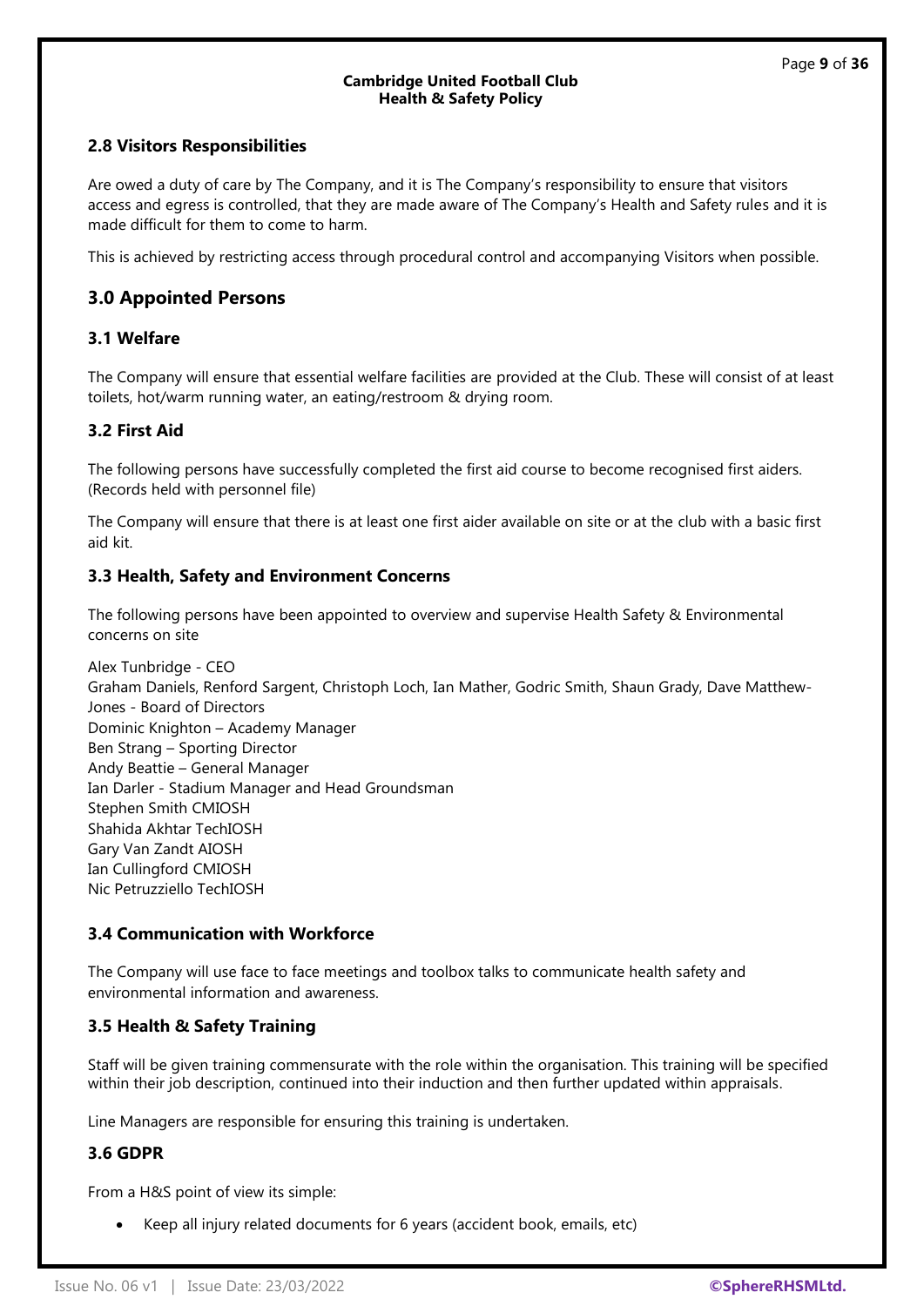## 2.8 Visitors Responsibilities

Are owed a duty of care by The Company, and it is The Company's responsibility to ensure that visitors access and egress is controlled, that they are made aware of The Company's Health and Safety rules and it is made difficult for them to come to harm.

This is achieved by restricting access through procedural control and accompanying Visitors when possible.

# 3.0 Appointed Persons

## 3.1 Welfare

The Company will ensure that essential welfare facilities are provided at the Club. These will consist of at least toilets, hot/warm running water, an eating/restroom & drying room.

## 3.2 First Aid

The following persons have successfully completed the first aid course to become recognised first aiders. (Records held with personnel file)

The Company will ensure that there is at least one first aider available on site or at the club with a basic first aid kit.

## 3.3 Health, Safety and Environment Concerns

The following persons have been appointed to overview and supervise Health Safety & Environmental concerns on site

Alex Tunbridge - CEO
Graham Daniels, Renford Sargent, Christoph Loch, Ian Mather, Godric Smith, Shaun Grady, Dave Matthew-Jones - Board of Directors
Dominic Knighton – Academy Manager
Ben Strang – Sporting Director
Andy Beattie – General Manager
Ian Darler - Stadium Manager and Head Groundsman
Stephen Smith CMIOSH
Shahida Akhtar TechIOSH
Gary Van Zandt AIOSH
Ian Cullingford CMIOSH
Nic Petruzziello TechIOSH

## 3.4 Communication with Workforce

The Company will use face to face meetings and toolbox talks to communicate health safety and environmental information and awareness.

## 3.5 Health & Safety Training

Staff will be given training commensurate with the role within the organisation. This training will be specified within their job description, continued into their induction and then further updated within appraisals.

Line Managers are responsible for ensuring this training is undertaken.

## 3.6 GDPR

From a H&S point of view its simple:

- Keep all injury related documents for 6 years (accident book, emails, etc)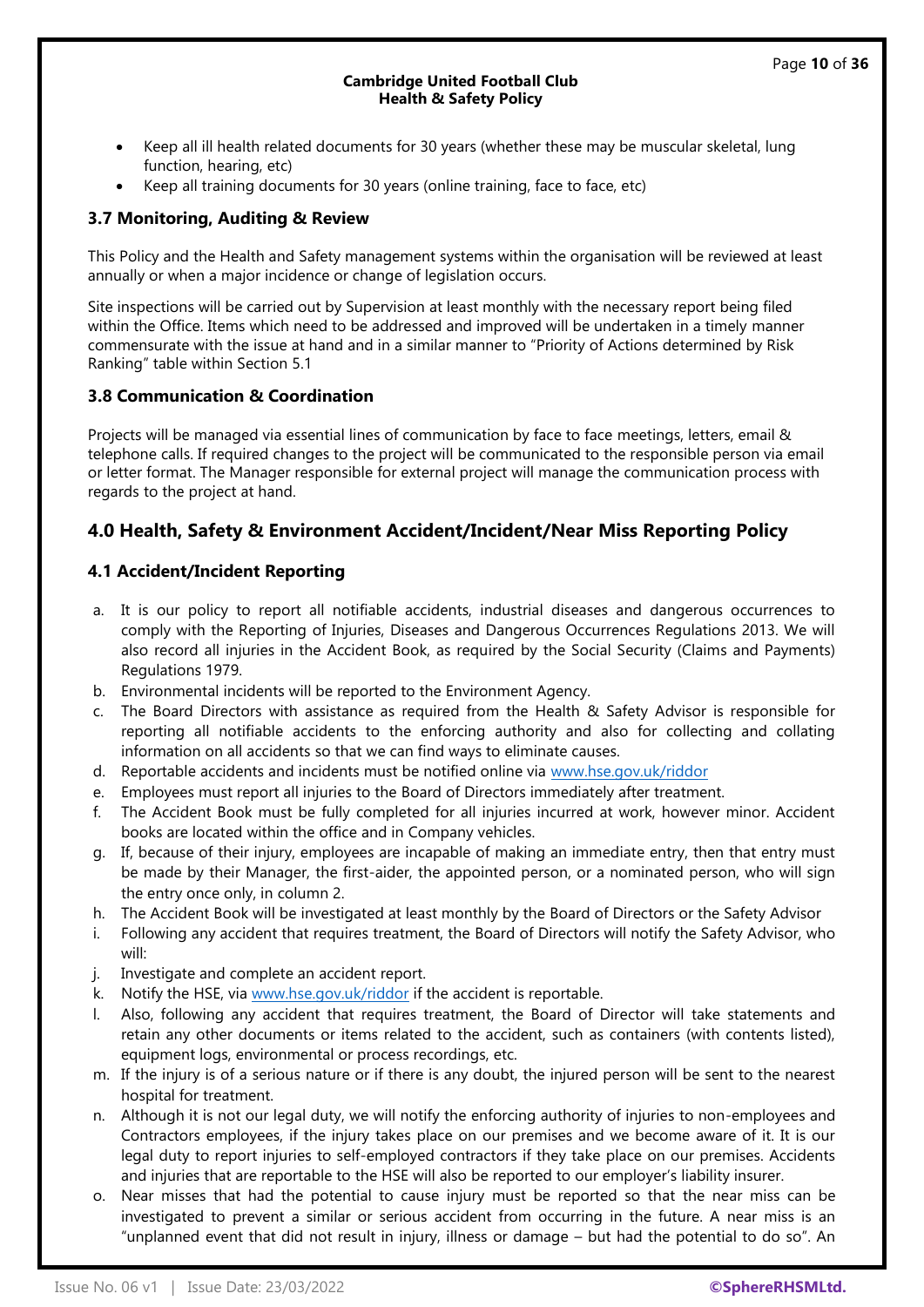- Keep all ill health related documents for 30 years (whether these may be muscular skeletal, lung function, hearing, etc)
- Keep all training documents for 30 years (online training, face to face, etc)

### 3.7 Monitoring, Auditing & Review

This Policy and the Health and Safety management systems within the organisation will be reviewed at least annually or when a major incidence or change of legislation occurs.

Site inspections will be carried out by Supervision at least monthly with the necessary report being filed within the Office. Items which need to be addressed and improved will be undertaken in a timely manner commensurate with the issue at hand and in a similar manner to "Priority of Actions determined by Risk Ranking" table within Section 5.1

### 3.8 Communication & Coordination

Projects will be managed via essential lines of communication by face to face meetings, letters, email & telephone calls. If required changes to the project will be communicated to the responsible person via email or letter format. The Manager responsible for external project will manage the communication process with regards to the project at hand.

## 4.0 Health, Safety & Environment Accident/Incident/Near Miss Reporting Policy

### 4.1 Accident/Incident Reporting

a. It is our policy to report all notifiable accidents, industrial diseases and dangerous occurrences to comply with the Reporting of Injuries, Diseases and Dangerous Occurrences Regulations 2013. We will also record all injuries in the Accident Book, as required by the Social Security (Claims and Payments) Regulations 1979.
b. Environmental incidents will be reported to the Environment Agency.
c. The Board Directors with assistance as required from the Health & Safety Advisor is responsible for reporting all notifiable accidents to the enforcing authority and also for collecting and collating information on all accidents so that we can find ways to eliminate causes.
d. Reportable accidents and incidents must be notified online via www.hse.gov.uk/riddor
e. Employees must report all injuries to the Board of Directors immediately after treatment.
f. The Accident Book must be fully completed for all injuries incurred at work, however minor. Accident books are located within the office and in Company vehicles.
g. If, because of their injury, employees are incapable of making an immediate entry, then that entry must be made by their Manager, the first-aider, the appointed person, or a nominated person, who will sign the entry once only, in column 2.
h. The Accident Book will be investigated at least monthly by the Board of Directors or the Safety Advisor
i. Following any accident that requires treatment, the Board of Directors will notify the Safety Advisor, who will:
j. Investigate and complete an accident report.
k. Notify the HSE, via www.hse.gov.uk/riddor if the accident is reportable.
l. Also, following any accident that requires treatment, the Board of Director will take statements and retain any other documents or items related to the accident, such as containers (with contents listed), equipment logs, environmental or process recordings, etc.
m. If the injury is of a serious nature or if there is any doubt, the injured person will be sent to the nearest hospital for treatment.
n. Although it is not our legal duty, we will notify the enforcing authority of injuries to non-employees and Contractors employees, if the injury takes place on our premises and we become aware of it. It is our legal duty to report injuries to self-employed contractors if they take place on our premises. Accidents and injuries that are reportable to the HSE will also be reported to our employer's liability insurer.
o. Near misses that had the potential to cause injury must be reported so that the near miss can be investigated to prevent a similar or serious accident from occurring in the future. A near miss is an "unplanned event that did not result in injury, illness or damage – but had the potential to do so". An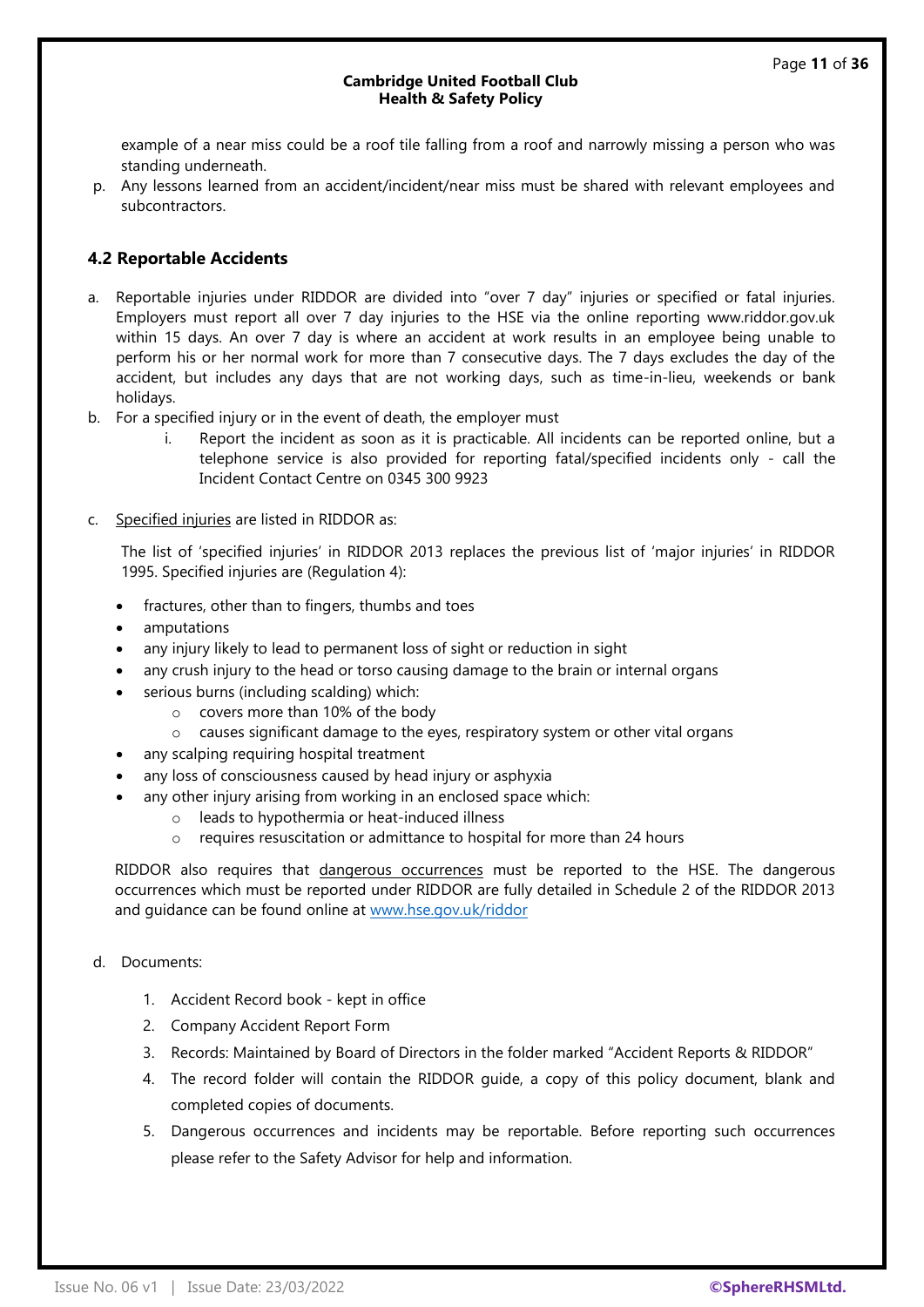example of a near miss could be a roof tile falling from a roof and narrowly missing a person who was standing underneath.

p. Any lessons learned from an accident/incident/near miss must be shared with relevant employees and subcontractors.

## 4.2 Reportable Accidents

a. Reportable injuries under RIDDOR are divided into "over 7 day" injuries or specified or fatal injuries. Employers must report all over 7 day injuries to the HSE via the online reporting www.riddor.gov.uk within 15 days. An over 7 day is where an accident at work results in an employee being unable to perform his or her normal work for more than 7 consecutive days. The 7 days excludes the day of the accident, but includes any days that are not working days, such as time-in-lieu, weekends or bank holidays.

b. For a specified injury or in the event of death, the employer must
   i. Report the incident as soon as it is practicable. All incidents can be reported online, but a telephone service is also provided for reporting fatal/specified incidents only - call the Incident Contact Centre on 0345 300 9923

c. Specified injuries are listed in RIDDOR as:

   The list of 'specified injuries' in RIDDOR 2013 replaces the previous list of 'major injuries' in RIDDOR 1995. Specified injuries are (Regulation 4):

   - fractures, other than to fingers, thumbs and toes
   - amputations
   - any injury likely to lead to permanent loss of sight or reduction in sight
   - any crush injury to the head or torso causing damage to the brain or internal organs
   - serious burns (including scalding) which:
     - covers more than 10% of the body
     - causes significant damage to the eyes, respiratory system or other vital organs
   - any scalping requiring hospital treatment
   - any loss of consciousness caused by head injury or asphyxia
   - any other injury arising from working in an enclosed space which:
     - leads to hypothermia or heat-induced illness
     - requires resuscitation or admittance to hospital for more than 24 hours

   RIDDOR also requires that dangerous occurrences must be reported to the HSE. The dangerous occurrences which must be reported under RIDDOR are fully detailed in Schedule 2 of the RIDDOR 2013 and guidance can be found online at www.hse.gov.uk/riddor

d. Documents:

   1. Accident Record book - kept in office
   2. Company Accident Report Form
   3. Records: Maintained by Board of Directors in the folder marked "Accident Reports & RIDDOR"
   4. The record folder will contain the RIDDOR guide, a copy of this policy document, blank and completed copies of documents.
   5. Dangerous occurrences and incidents may be reportable. Before reporting such occurrences please refer to the Safety Advisor for help and information.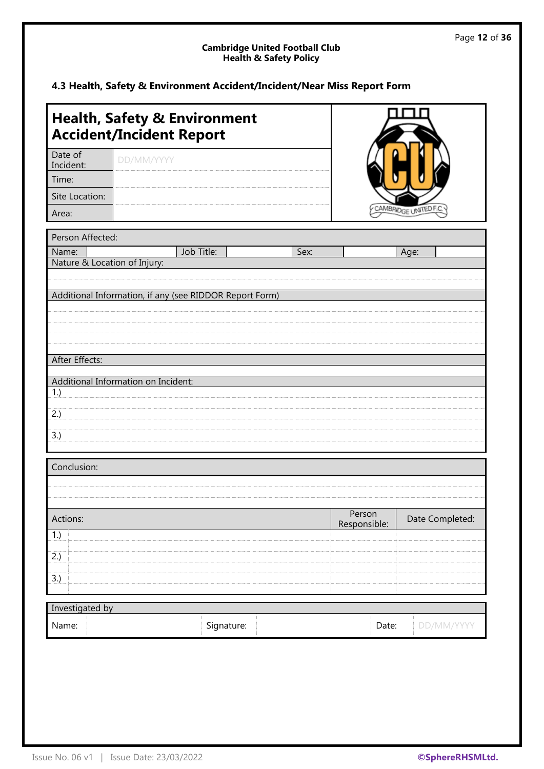### 4.3 Health, Safety & Environment Accident/Incident/Near Miss Report Form

## Health, Safety & Environment Accident/Incident Report

| | |
|---|---|
| Date of Incident: | DD/MM/YYYY |
| Time: | |
| Site Location: | |
| Area: | |

| Person Affected: | | | | | | | |
|---|---|---|---|---|---|---|---|
| Name: | | Job Title: | | Sex: | | Age: | |

**Nature & Location of Injury:**

&nbsp;

**Additional Information, if any (see RIDDOR Report Form)**

&nbsp;

**After Effects:**

&nbsp;

**Additional Information on Incident:**

1.)

2.)

3.)

**Conclusion:**

&nbsp;

| Actions: | | Person Responsible: | Date Completed: |
|---|---|---|---|
| 1.) | | | |
| 2.) | | | |
| 3.) | | | |

| Investigated by | | | | | |
|---|---|---|---|---|---|
| Name: | | Signature: | | Date: | DD/MM/YYYY |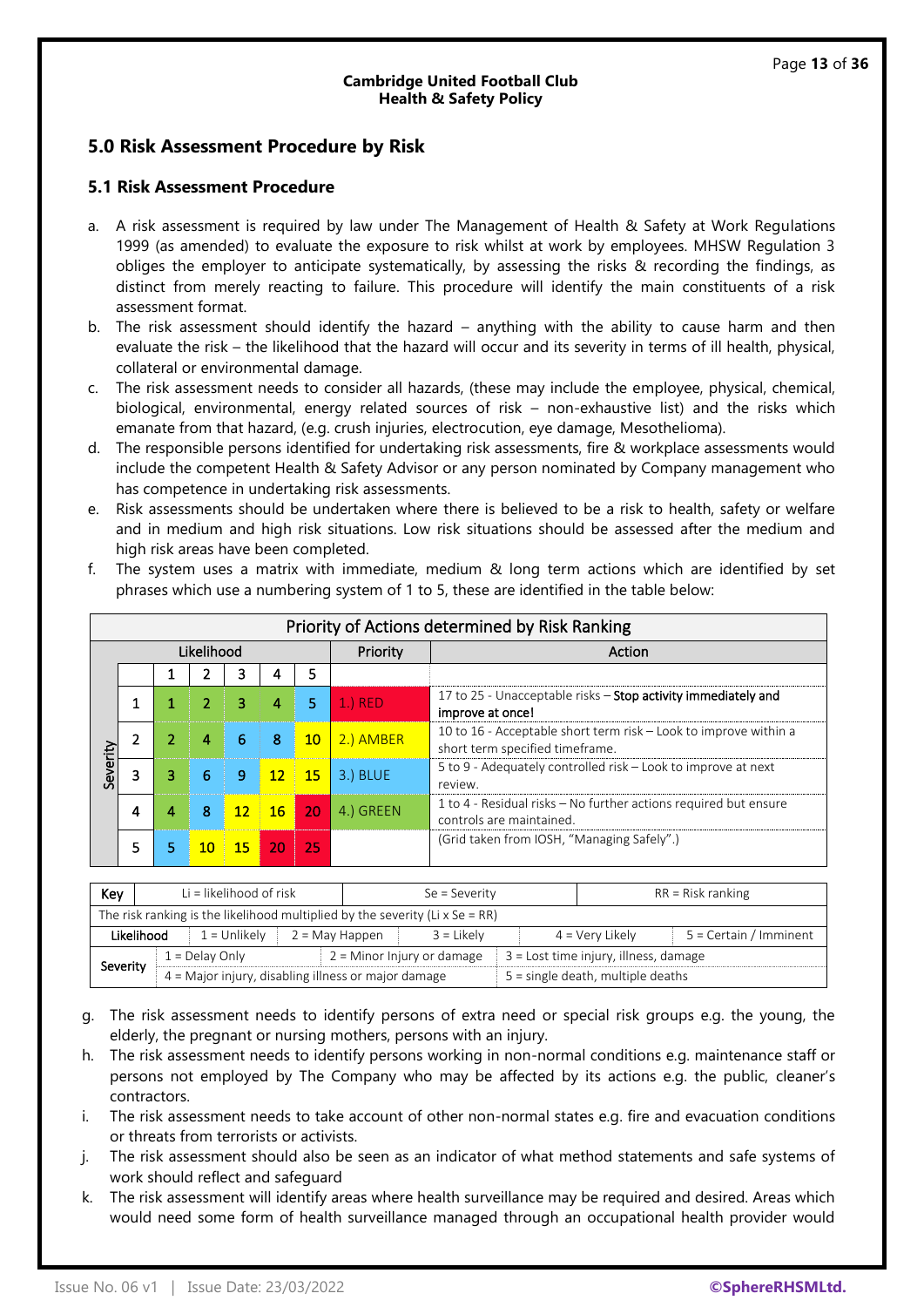## 5.0 Risk Assessment Procedure by Risk

### 5.1 Risk Assessment Procedure

a. A risk assessment is required by law under The Management of Health & Safety at Work Regulations 1999 (as amended) to evaluate the exposure to risk whilst at work by employees. MHSW Regulation 3 obliges the employer to anticipate systematically, by assessing the risks & recording the findings, as distinct from merely reacting to failure. This procedure will identify the main constituents of a risk assessment format.

b. The risk assessment should identify the hazard – anything with the ability to cause harm and then evaluate the risk – the likelihood that the hazard will occur and its severity in terms of ill health, physical, collateral or environmental damage.

c. The risk assessment needs to consider all hazards, (these may include the employee, physical, chemical, biological, environmental, energy related sources of risk – non-exhaustive list) and the risks which emanate from that hazard, (e.g. crush injuries, electrocution, eye damage, Mesothelioma).

d. The responsible persons identified for undertaking risk assessments, fire & workplace assessments would include the competent Health & Safety Advisor or any person nominated by Company management who has competence in undertaking risk assessments.

e. Risk assessments should be undertaken where there is believed to be a risk to health, safety or welfare and in medium and high risk situations. Low risk situations should be assessed after the medium and high risk areas have been completed.

f. The system uses a matrix with immediate, medium & long term actions which are identified by set phrases which use a numbering system of 1 to 5, these are identified in the table below:

**Priority of Actions determined by Risk Ranking**

| Severity \ Likelihood | 1 | 2 | 3 | 4 | 5 | Priority | Action |
|---|---|---|---|---|---|---|---|
| 1 | 1 | 2 | 3 | 4 | 5 | 1.) RED | 17 to 25 - Unacceptable risks – **Stop activity immediately and improve at once!** |
| 2 | 2 | 4 | 6 | 8 | 10 | 2.) AMBER | 10 to 16 - Acceptable short term risk – Look to improve within a short term specified timeframe. |
| 3 | 3 | 6 | 9 | 12 | 15 | 3.) BLUE | 5 to 9 - Adequately controlled risk – Look to improve at next review. |
| 4 | 4 | 8 | 12 | 16 | 20 | 4.) GREEN | 1 to 4 - Residual risks – No further actions required but ensure controls are maintained. |
| 5 | 5 | 10 | 15 | 20 | 25 | | (Grid taken from IOSH, "Managing Safely".) |

| Key | Li = likelihood of risk | | Se = Severity | | RR = Risk ranking |
|---|---|---|---|---|---|
| The risk ranking is the likelihood multiplied by the severity (Li x Se = RR) | | | | | |
| Likelihood | 1 = Unlikely | 2 = May Happen | 3 = Likely | 4 = Very Likely | 5 = Certain / Imminent |
| Severity | 1 = Delay Only | 2 = Minor Injury or damage | 3 = Lost time injury, illness, damage | | |
| | 4 = Major injury, disabling illness or major damage | | 5 = single death, multiple deaths | | |

g. The risk assessment needs to identify persons of extra need or special risk groups e.g. the young, the elderly, the pregnant or nursing mothers, persons with an injury.

h. The risk assessment needs to identify persons working in non-normal conditions e.g. maintenance staff or persons not employed by The Company who may be affected by its actions e.g. the public, cleaner's contractors.

i. The risk assessment needs to take account of other non-normal states e.g. fire and evacuation conditions or threats from terrorists or activists.

j. The risk assessment should also be seen as an indicator of what method statements and safe systems of work should reflect and safeguard

k. The risk assessment will identify areas where health surveillance may be required and desired. Areas which would need some form of health surveillance managed through an occupational health provider would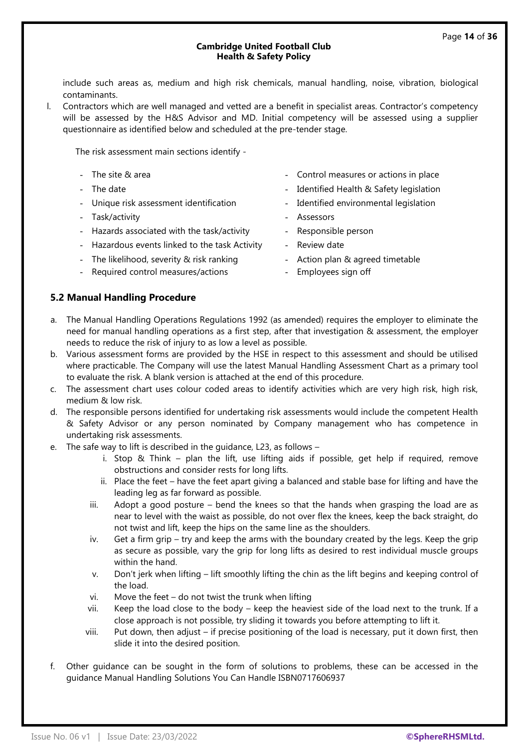include such areas as, medium and high risk chemicals, manual handling, noise, vibration, biological contaminants.

l. Contractors which are well managed and vetted are a benefit in specialist areas. Contractor's competency will be assessed by the H&S Advisor and MD. Initial competency will be assessed using a supplier questionnaire as identified below and scheduled at the pre-tender stage.

The risk assessment main sections identify -

- The site & area
- The date
- Unique risk assessment identification
- Task/activity
- Hazards associated with the task/activity
- Hazardous events linked to the task Activity
- The likelihood, severity & risk ranking
- Required control measures/actions
- Control measures or actions in place
- Identified Health & Safety legislation
- Identified environmental legislation
- Assessors
- Responsible person
- Review date
- Action plan & agreed timetable
- Employees sign off

### 5.2 Manual Handling Procedure

a. The Manual Handling Operations Regulations 1992 (as amended) requires the employer to eliminate the need for manual handling operations as a first step, after that investigation & assessment, the employer needs to reduce the risk of injury to as low a level as possible.

b. Various assessment forms are provided by the HSE in respect to this assessment and should be utilised where practicable. The Company will use the latest Manual Handling Assessment Chart as a primary tool to evaluate the risk. A blank version is attached at the end of this procedure.

c. The assessment chart uses colour coded areas to identify activities which are very high risk, high risk, medium & low risk.

d. The responsible persons identified for undertaking risk assessments would include the competent Health & Safety Advisor or any person nominated by Company management who has competence in undertaking risk assessments.

e. The safe way to lift is described in the guidance, L23, as follows –

   i. Stop & Think – plan the lift, use lifting aids if possible, get help if required, remove obstructions and consider rests for long lifts.
   ii. Place the feet – have the feet apart giving a balanced and stable base for lifting and have the leading leg as far forward as possible.
   iii. Adopt a good posture – bend the knees so that the hands when grasping the load are as near to level with the waist as possible, do not over flex the knees, keep the back straight, do not twist and lift, keep the hips on the same line as the shoulders.
   iv. Get a firm grip – try and keep the arms with the boundary created by the legs. Keep the grip as secure as possible, vary the grip for long lifts as desired to rest individual muscle groups within the hand.
   v. Don't jerk when lifting – lift smoothly lifting the chin as the lift begins and keeping control of the load.
   vi. Move the feet – do not twist the trunk when lifting
   vii. Keep the load close to the body – keep the heaviest side of the load next to the trunk. If a close approach is not possible, try sliding it towards you before attempting to lift it.
   viii. Put down, then adjust – if precise positioning of the load is necessary, put it down first, then slide it into the desired position.

f. Other guidance can be sought in the form of solutions to problems, these can be accessed in the guidance Manual Handling Solutions You Can Handle ISBN0717606937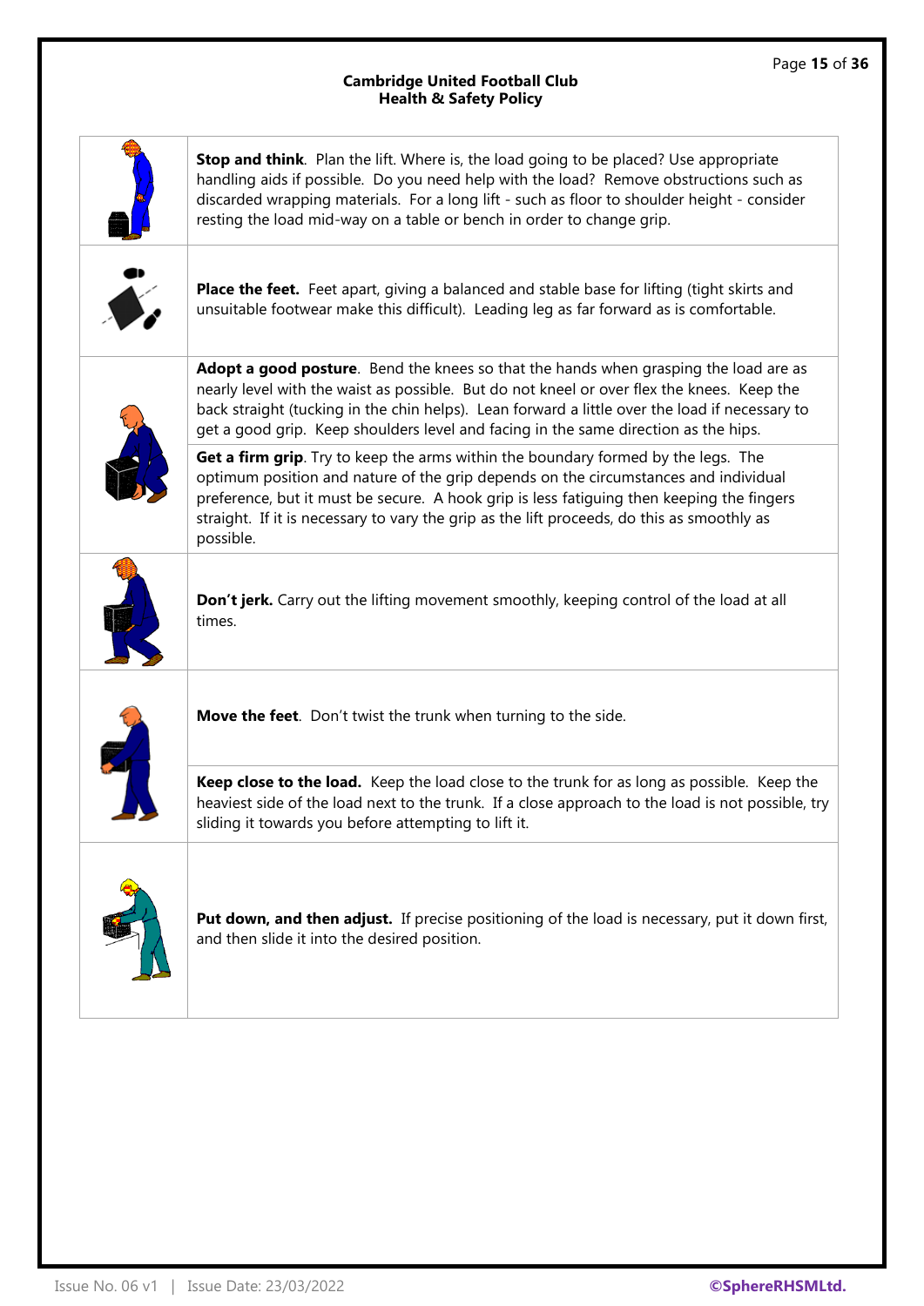| | |
|---|---|
| | **Stop and think**. Plan the lift. Where is, the load going to be placed? Use appropriate handling aids if possible. Do you need help with the load? Remove obstructions such as discarded wrapping materials. For a long lift - such as floor to shoulder height - consider resting the load mid-way on a table or bench in order to change grip. |
| | **Place the feet.** Feet apart, giving a balanced and stable base for lifting (tight skirts and unsuitable footwear make this difficult). Leading leg as far forward as is comfortable. |
| | **Adopt a good posture**. Bend the knees so that the hands when grasping the load are as nearly level with the waist as possible. But do not kneel or over flex the knees. Keep the back straight (tucking in the chin helps). Lean forward a little over the load if necessary to get a good grip. Keep shoulders level and facing in the same direction as the hips. |
| | **Get a firm grip**. Try to keep the arms within the boundary formed by the legs. The optimum position and nature of the grip depends on the circumstances and individual preference, but it must be secure. A hook grip is less fatiguing then keeping the fingers straight. If it is necessary to vary the grip as the lift proceeds, do this as smoothly as possible. |
| | **Don't jerk.** Carry out the lifting movement smoothly, keeping control of the load at all times. |
| | **Move the feet**. Don't twist the trunk when turning to the side. |
| | **Keep close to the load.** Keep the load close to the trunk for as long as possible. Keep the heaviest side of the load next to the trunk. If a close approach to the load is not possible, try sliding it towards you before attempting to lift it. |
| | **Put down, and then adjust.** If precise positioning of the load is necessary, put it down first, and then slide it into the desired position. |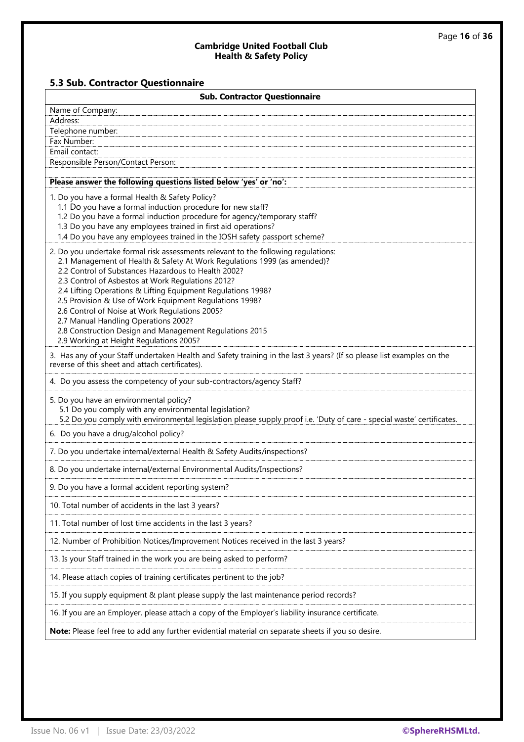## 5.3 Sub. Contractor Questionnaire

| **Sub. Contractor Questionnaire** |
|---|
| Name of Company: |
| Address: |
| Telephone number: |
| Fax Number: |
| Email contact: |
| Responsible Person/Contact Person: |
| |
| **Please answer the following questions listed below 'yes' or 'no':** |
| 1. Do you have a formal Health & Safety Policy?<br>1.1 Do you have a formal induction procedure for new staff?<br>1.2 Do you have a formal induction procedure for agency/temporary staff?<br>1.3 Do you have any employees trained in first aid operations?<br>1.4 Do you have any employees trained in the IOSH safety passport scheme? |
| 2. Do you undertake formal risk assessments relevant to the following regulations:<br>2.1 Management of Health & Safety At Work Regulations 1999 (as amended)?<br>2.2 Control of Substances Hazardous to Health 2002?<br>2.3 Control of Asbestos at Work Regulations 2012?<br>2.4 Lifting Operations & Lifting Equipment Regulations 1998?<br>2.5 Provision & Use of Work Equipment Regulations 1998?<br>2.6 Control of Noise at Work Regulations 2005?<br>2.7 Manual Handling Operations 2002?<br>2.8 Construction Design and Management Regulations 2015<br>2.9 Working at Height Regulations 2005? |
| 3. Has any of your Staff undertaken Health and Safety training in the last 3 years? (If so please list examples on the reverse of this sheet and attach certificates). |
| 4. Do you assess the competency of your sub-contractors/agency Staff? |
| 5. Do you have an environmental policy?<br>5.1 Do you comply with any environmental legislation?<br>5.2 Do you comply with environmental legislation please supply proof i.e. 'Duty of care - special waste' certificates. |
| 6. Do you have a drug/alcohol policy? |
| 7. Do you undertake internal/external Health & Safety Audits/inspections? |
| 8. Do you undertake internal/external Environmental Audits/Inspections? |
| 9. Do you have a formal accident reporting system? |
| 10. Total number of accidents in the last 3 years? |
| 11. Total number of lost time accidents in the last 3 years? |
| 12. Number of Prohibition Notices/Improvement Notices received in the last 3 years? |
| 13. Is your Staff trained in the work you are being asked to perform? |
| 14. Please attach copies of training certificates pertinent to the job? |
| 15. If you supply equipment & plant please supply the last maintenance period records? |
| 16. If you are an Employer, please attach a copy of the Employer's liability insurance certificate. |
| **Note:** Please feel free to add any further evidential material on separate sheets if you so desire. |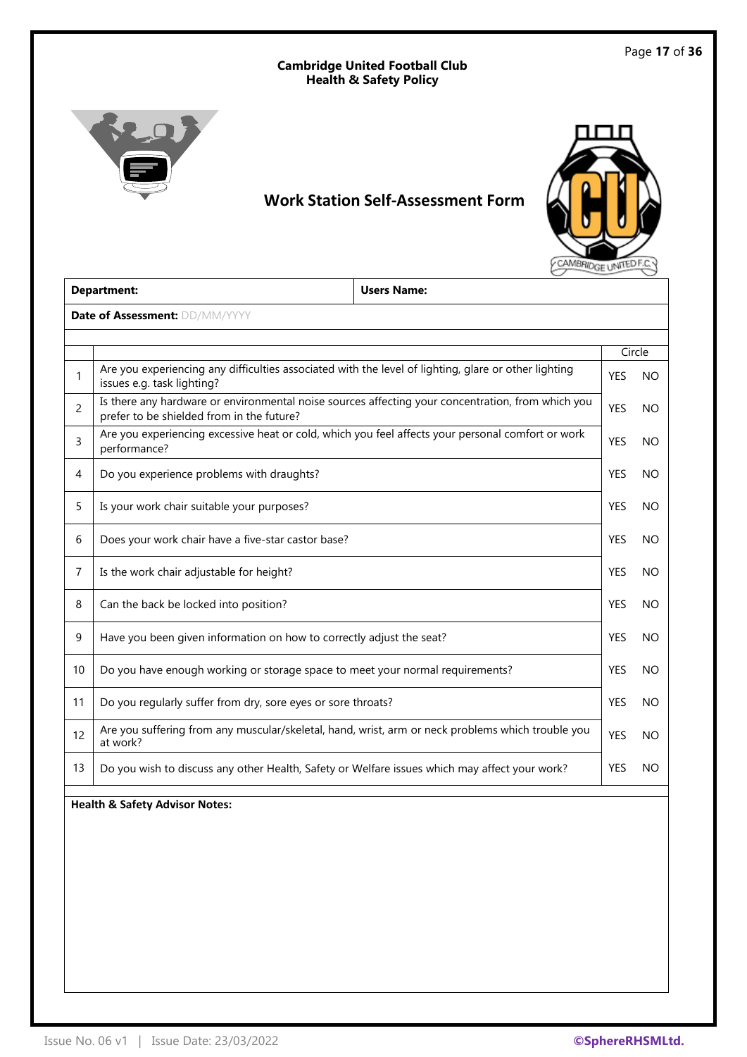# Work Station Self-Assessment Form

| Department: | Users Name: |
|---|---|
| **Date of Assessment:** DD/MM/YYYY | |

| | | Circle | |
|---|---|---|---|
| 1 | Are you experiencing any difficulties associated with the level of lighting, glare or other lighting issues e.g. task lighting? | YES | NO |
| 2 | Is there any hardware or environmental noise sources affecting your concentration, from which you prefer to be shielded from in the future? | YES | NO |
| 3 | Are you experiencing excessive heat or cold, which you feel affects your personal comfort or work performance? | YES | NO |
| 4 | Do you experience problems with draughts? | YES | NO |
| 5 | Is your work chair suitable your purposes? | YES | NO |
| 6 | Does your work chair have a five-star castor base? | YES | NO |
| 7 | Is the work chair adjustable for height? | YES | NO |
| 8 | Can the back be locked into position? | YES | NO |
| 9 | Have you been given information on how to correctly adjust the seat? | YES | NO |
| 10 | Do you have enough working or storage space to meet your normal requirements? | YES | NO |
| 11 | Do you regularly suffer from dry, sore eyes or sore throats? | YES | NO |
| 12 | Are you suffering from any muscular/skeletal, hand, wrist, arm or neck problems which trouble you at work? | YES | NO |
| 13 | Do you wish to discuss any other Health, Safety or Welfare issues which may affect your work? | YES | NO |

**Health & Safety Advisor Notes:**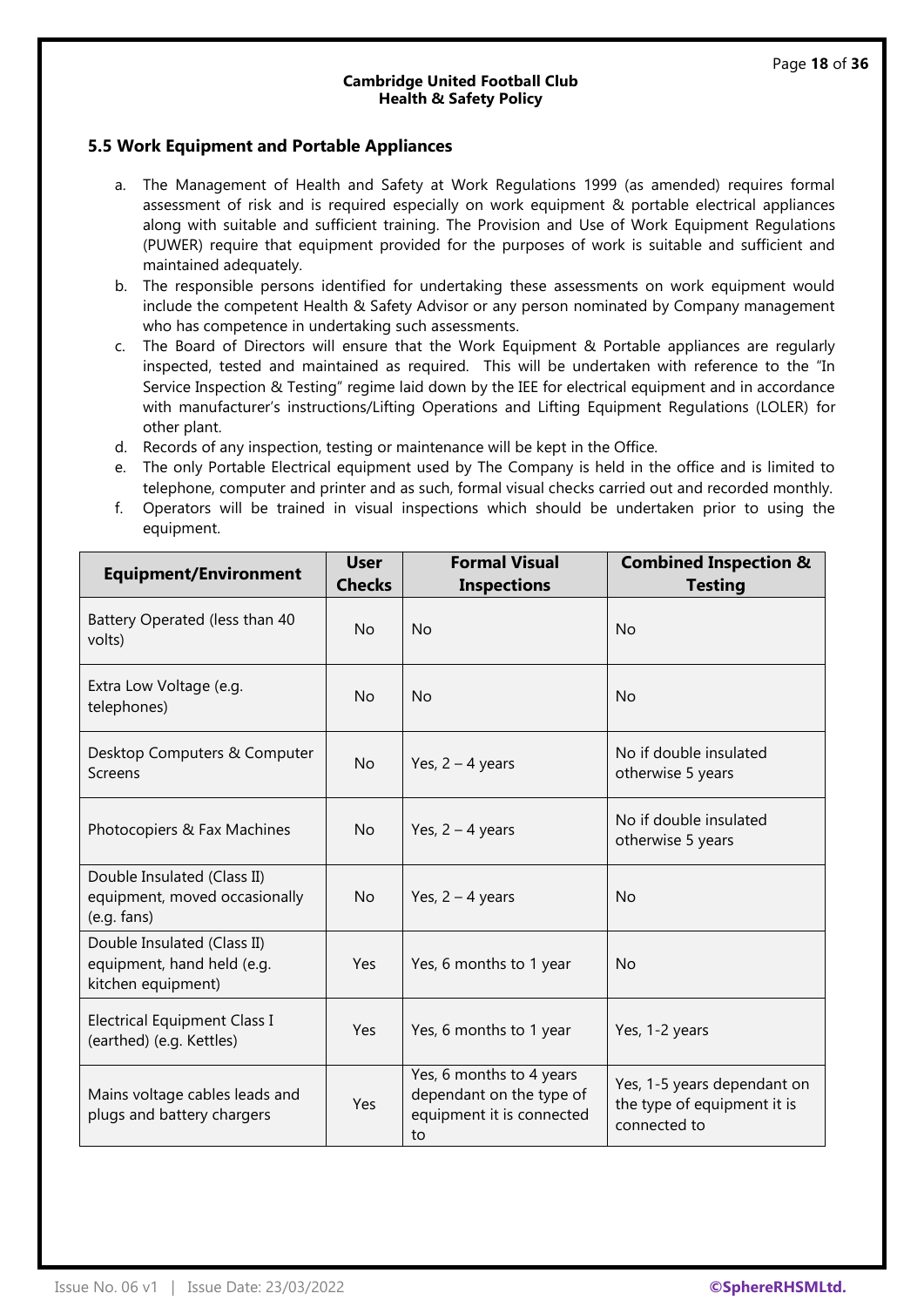## 5.5 Work Equipment and Portable Appliances

a. The Management of Health and Safety at Work Regulations 1999 (as amended) requires formal assessment of risk and is required especially on work equipment & portable electrical appliances along with suitable and sufficient training. The Provision and Use of Work Equipment Regulations (PUWER) require that equipment provided for the purposes of work is suitable and sufficient and maintained adequately.
b. The responsible persons identified for undertaking these assessments on work equipment would include the competent Health & Safety Advisor or any person nominated by Company management who has competence in undertaking such assessments.
c. The Board of Directors will ensure that the Work Equipment & Portable appliances are regularly inspected, tested and maintained as required. This will be undertaken with reference to the "In Service Inspection & Testing" regime laid down by the IEE for electrical equipment and in accordance with manufacturer's instructions/Lifting Operations and Lifting Equipment Regulations (LOLER) for other plant.
d. Records of any inspection, testing or maintenance will be kept in the Office.
e. The only Portable Electrical equipment used by The Company is held in the office and is limited to telephone, computer and printer and as such, formal visual checks carried out and recorded monthly.
f. Operators will be trained in visual inspections which should be undertaken prior to using the equipment.

| Equipment/Environment | User Checks | Formal Visual Inspections | Combined Inspection & Testing |
|---|---|---|---|
| Battery Operated (less than 40 volts) | No | No | No |
| Extra Low Voltage (e.g. telephones) | No | No | No |
| Desktop Computers & Computer Screens | No | Yes, 2 – 4 years | No if double insulated otherwise 5 years |
| Photocopiers & Fax Machines | No | Yes, 2 – 4 years | No if double insulated otherwise 5 years |
| Double Insulated (Class II) equipment, moved occasionally (e.g. fans) | No | Yes, 2 – 4 years | No |
| Double Insulated (Class II) equipment, hand held (e.g. kitchen equipment) | Yes | Yes, 6 months to 1 year | No |
| Electrical Equipment Class I (earthed) (e.g. Kettles) | Yes | Yes, 6 months to 1 year | Yes, 1-2 years |
| Mains voltage cables leads and plugs and battery chargers | Yes | Yes, 6 months to 4 years dependant on the type of equipment it is connected to | Yes, 1-5 years dependant on the type of equipment it is connected to |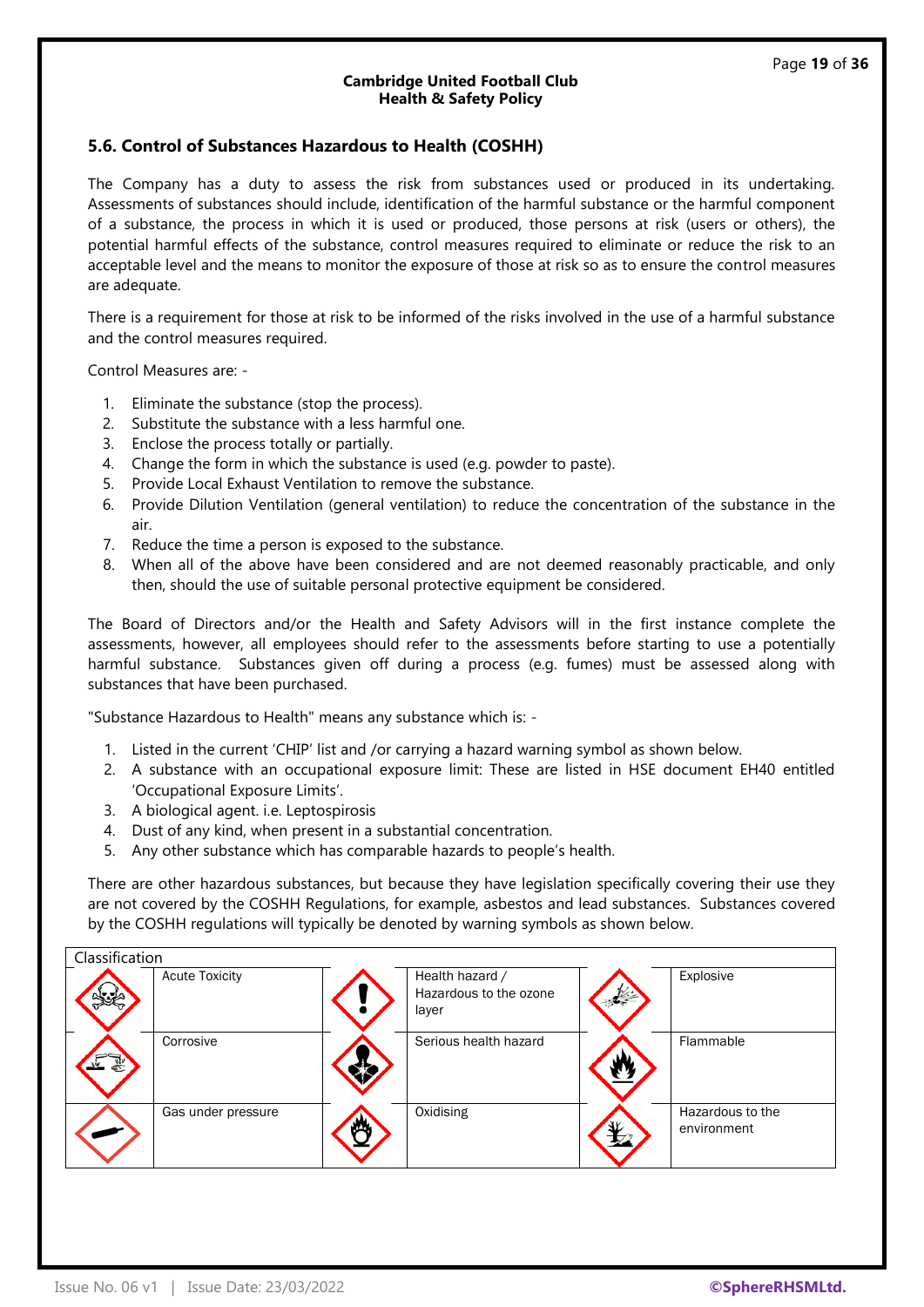## 5.6. Control of Substances Hazardous to Health (COSHH)

The Company has a duty to assess the risk from substances used or produced in its undertaking. Assessments of substances should include, identification of the harmful substance or the harmful component of a substance, the process in which it is used or produced, those persons at risk (users or others), the potential harmful effects of the substance, control measures required to eliminate or reduce the risk to an acceptable level and the means to monitor the exposure of those at risk so as to ensure the control measures are adequate.

There is a requirement for those at risk to be informed of the risks involved in the use of a harmful substance and the control measures required.

Control Measures are: -

1. Eliminate the substance (stop the process).
2. Substitute the substance with a less harmful one.
3. Enclose the process totally or partially.
4. Change the form in which the substance is used (e.g. powder to paste).
5. Provide Local Exhaust Ventilation to remove the substance.
6. Provide Dilution Ventilation (general ventilation) to reduce the concentration of the substance in the air.
7. Reduce the time a person is exposed to the substance.
8. When all of the above have been considered and are not deemed reasonably practicable, and only then, should the use of suitable personal protective equipment be considered.

The Board of Directors and/or the Health and Safety Advisors will in the first instance complete the assessments, however, all employees should refer to the assessments before starting to use a potentially harmful substance. Substances given off during a process (e.g. fumes) must be assessed along with substances that have been purchased.

"Substance Hazardous to Health" means any substance which is: -

1. Listed in the current 'CHIP' list and /or carrying a hazard warning symbol as shown below.
2. A substance with an occupational exposure limit: These are listed in HSE document EH40 entitled 'Occupational Exposure Limits'.
3. A biological agent. i.e. Leptospirosis
4. Dust of any kind, when present in a substantial concentration.
5. Any other substance which has comparable hazards to people's health.

There are other hazardous substances, but because they have legislation specifically covering their use they are not covered by the COSHH Regulations, for example, asbestos and lead substances. Substances covered by the COSHH regulations will typically be denoted by warning symbols as shown below.

| Classification | | | | | |
|---|---|---|---|---|---|
| | Acute Toxicity | | Health hazard / Hazardous to the ozone layer | | Explosive |
| | Corrosive | | Serious health hazard | | Flammable |
| | Gas under pressure | | Oxidising | | Hazardous to the environment |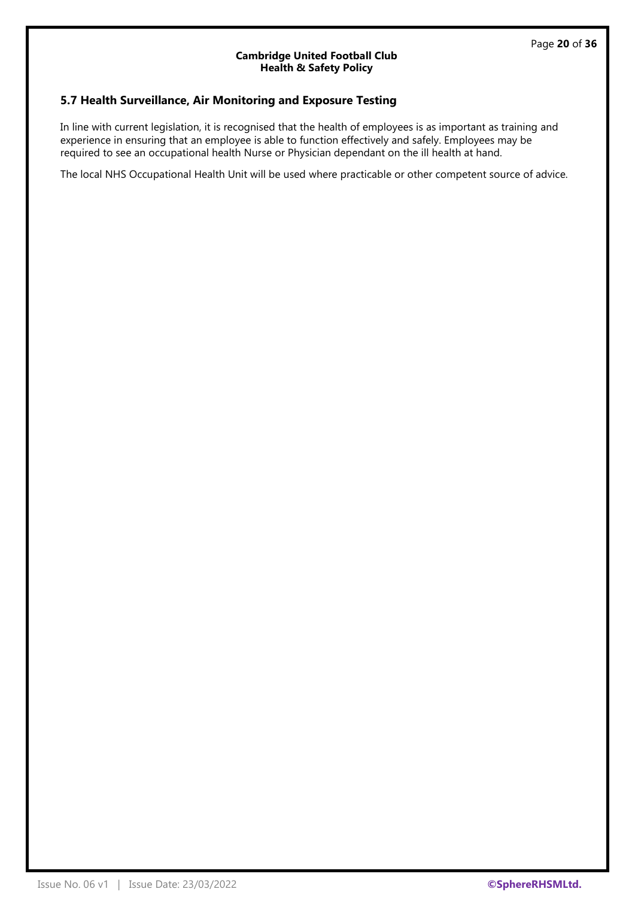## 5.7 Health Surveillance, Air Monitoring and Exposure Testing

In line with current legislation, it is recognised that the health of employees is as important as training and experience in ensuring that an employee is able to function effectively and safely. Employees may be required to see an occupational health Nurse or Physician dependant on the ill health at hand.

The local NHS Occupational Health Unit will be used where practicable or other competent source of advice.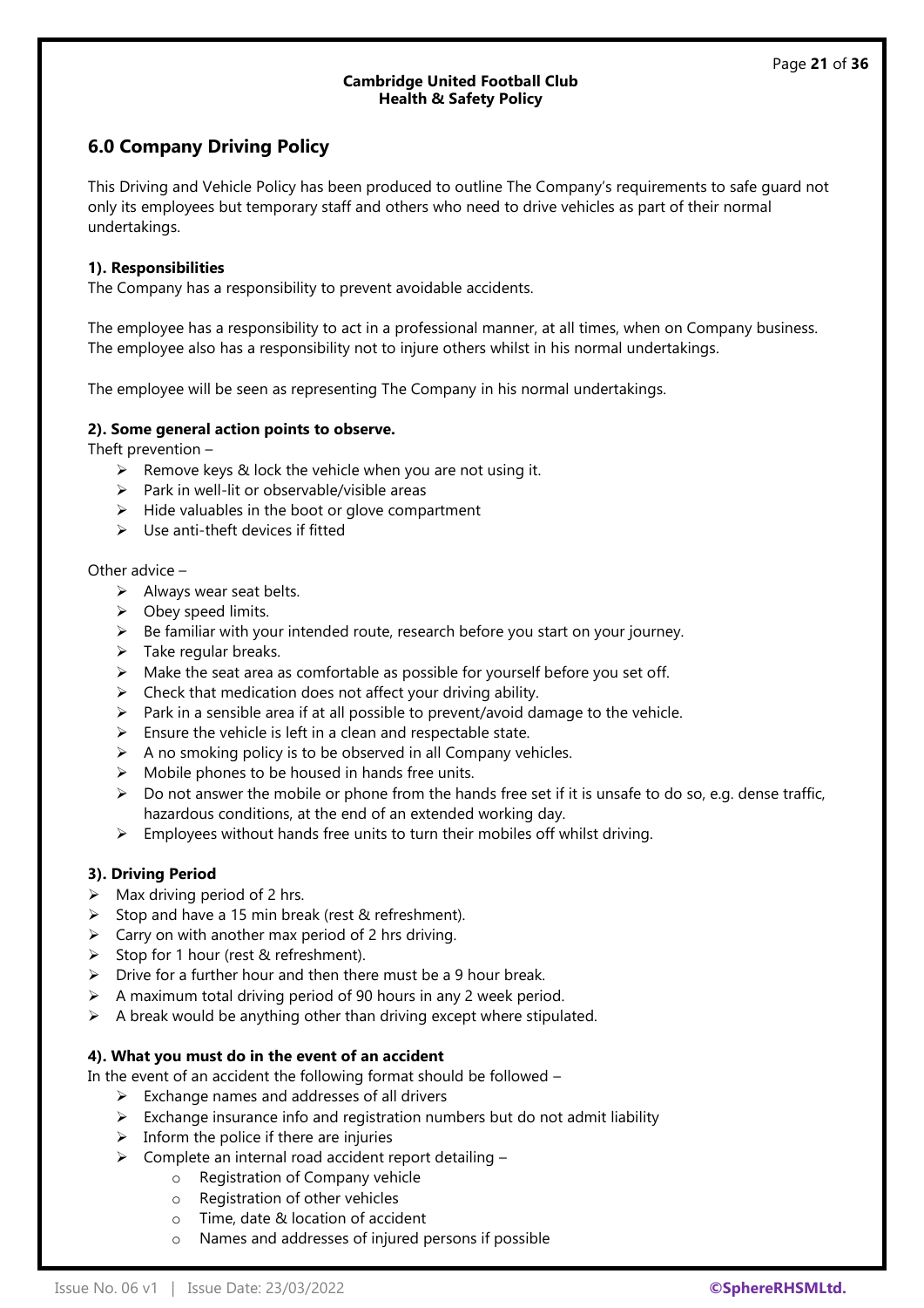## 6.0 Company Driving Policy

This Driving and Vehicle Policy has been produced to outline The Company's requirements to safe guard not only its employees but temporary staff and others who need to drive vehicles as part of their normal undertakings.

**1). Responsibilities**

The Company has a responsibility to prevent avoidable accidents.

The employee has a responsibility to act in a professional manner, at all times, when on Company business. The employee also has a responsibility not to injure others whilst in his normal undertakings.

The employee will be seen as representing The Company in his normal undertakings.

**2). Some general action points to observe.**

Theft prevention –

- Remove keys & lock the vehicle when you are not using it.
- Park in well-lit or observable/visible areas
- Hide valuables in the boot or glove compartment
- Use anti-theft devices if fitted

Other advice –

- Always wear seat belts.
- Obey speed limits.
- Be familiar with your intended route, research before you start on your journey.
- Take regular breaks.
- Make the seat area as comfortable as possible for yourself before you set off.
- Check that medication does not affect your driving ability.
- Park in a sensible area if at all possible to prevent/avoid damage to the vehicle.
- Ensure the vehicle is left in a clean and respectable state.
- A no smoking policy is to be observed in all Company vehicles.
- Mobile phones to be housed in hands free units.
- Do not answer the mobile or phone from the hands free set if it is unsafe to do so, e.g. dense traffic, hazardous conditions, at the end of an extended working day.
- Employees without hands free units to turn their mobiles off whilst driving.

**3). Driving Period**

- Max driving period of 2 hrs.
- Stop and have a 15 min break (rest & refreshment).
- Carry on with another max period of 2 hrs driving.
- Stop for 1 hour (rest & refreshment).
- Drive for a further hour and then there must be a 9 hour break.
- A maximum total driving period of 90 hours in any 2 week period.
- A break would be anything other than driving except where stipulated.

**4). What you must do in the event of an accident**

In the event of an accident the following format should be followed –

- Exchange names and addresses of all drivers
- Exchange insurance info and registration numbers but do not admit liability
- Inform the police if there are injuries
- Complete an internal road accident report detailing –
  - Registration of Company vehicle
  - Registration of other vehicles
  - Time, date & location of accident
  - Names and addresses of injured persons if possible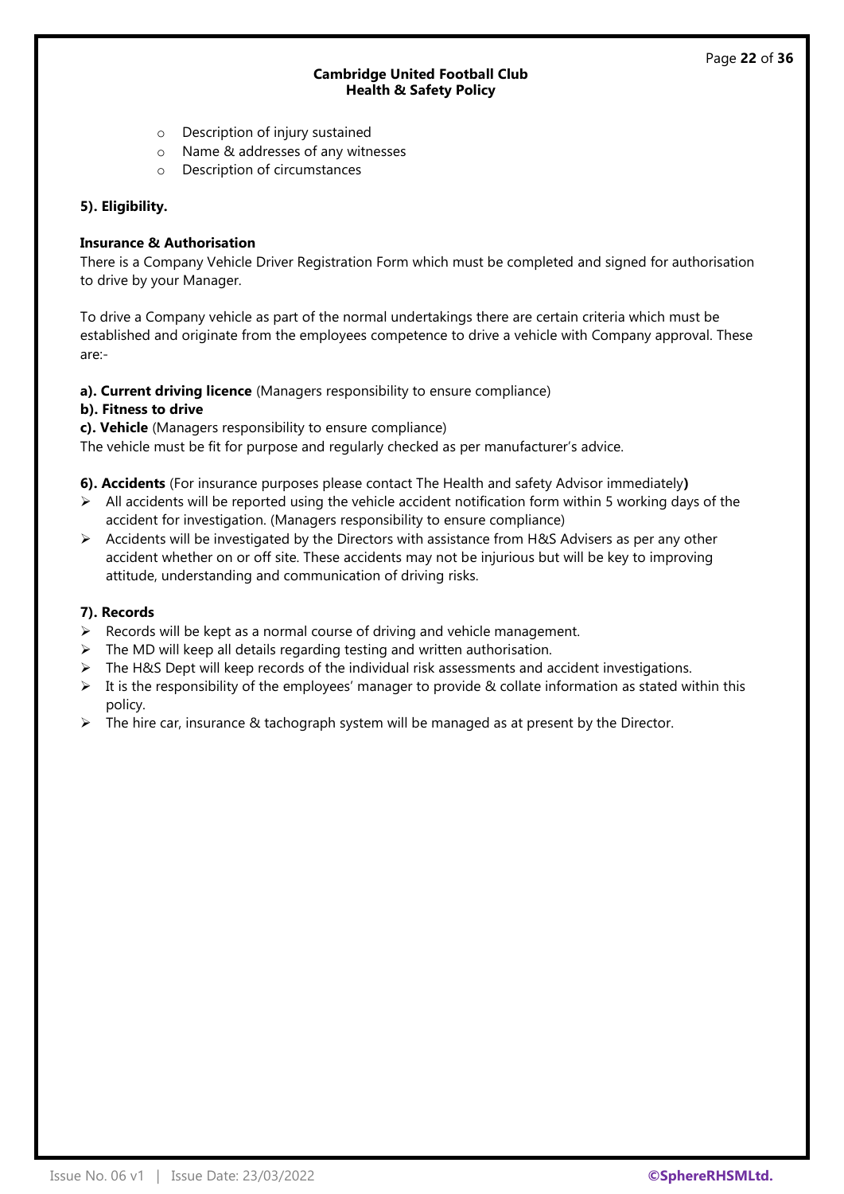- Description of injury sustained
- Name & addresses of any witnesses
- Description of circumstances

**5). Eligibility.**

**Insurance & Authorisation**

There is a Company Vehicle Driver Registration Form which must be completed and signed for authorisation to drive by your Manager.

To drive a Company vehicle as part of the normal undertakings there are certain criteria which must be established and originate from the employees competence to drive a vehicle with Company approval. These are:-

**a). Current driving licence** (Managers responsibility to ensure compliance)

**b). Fitness to drive**

**c). Vehicle** (Managers responsibility to ensure compliance)

The vehicle must be fit for purpose and regularly checked as per manufacturer's advice.

**6). Accidents** (For insurance purposes please contact The Health and safety Advisor immediately**)**

- All accidents will be reported using the vehicle accident notification form within 5 working days of the accident for investigation. (Managers responsibility to ensure compliance)
- Accidents will be investigated by the Directors with assistance from H&S Advisers as per any other accident whether on or off site. These accidents may not be injurious but will be key to improving attitude, understanding and communication of driving risks.

**7). Records**

- Records will be kept as a normal course of driving and vehicle management.
- The MD will keep all details regarding testing and written authorisation.
- The H&S Dept will keep records of the individual risk assessments and accident investigations.
- It is the responsibility of the employees' manager to provide & collate information as stated within this policy.
- The hire car, insurance & tachograph system will be managed as at present by the Director.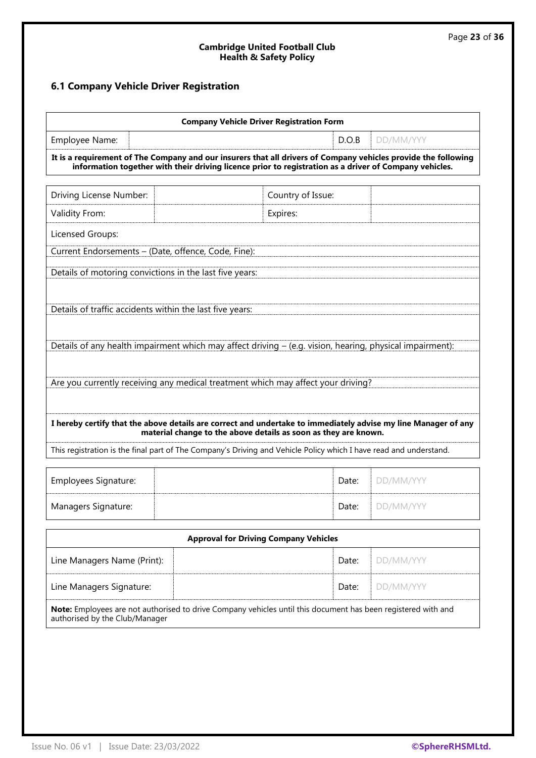## 6.1 Company Vehicle Driver Registration

| Company Vehicle Driver Registration Form | | | |
|---|---|---|---|
| Employee Name: | | D.O.B | DD/MM/YYY |

**It is a requirement of The Company and our insurers that all drivers of Company vehicles provide the following information together with their driving licence prior to registration as a driver of Company vehicles.**

| Driving License Number: | | Country of Issue: | |
|---|---|---|---|
| Validity From: | | Expires: | |

Licensed Groups:

Current Endorsements – (Date, offence, Code, Fine):

Details of motoring convictions in the last five years:

Details of traffic accidents within the last five years:

Details of any health impairment which may affect driving – (e.g. vision, hearing, physical impairment):

Are you currently receiving any medical treatment which may affect your driving?

**I hereby certify that the above details are correct and undertake to immediately advise my line Manager of any material change to the above details as soon as they are known.**

This registration is the final part of The Company's Driving and Vehicle Policy which I have read and understand.

| Employees Signature: | | Date: | DD/MM/YYY |
|---|---|---|---|
| Managers Signature: | | Date: | DD/MM/YYY |

| Approval for Driving Company Vehicles | | | |
|---|---|---|---|
| Line Managers Name (Print): | | Date: | DD/MM/YYY |
| Line Managers Signature: | | Date: | DD/MM/YYY |

**Note:** Employees are not authorised to drive Company vehicles until this document has been registered with and authorised by the Club/Manager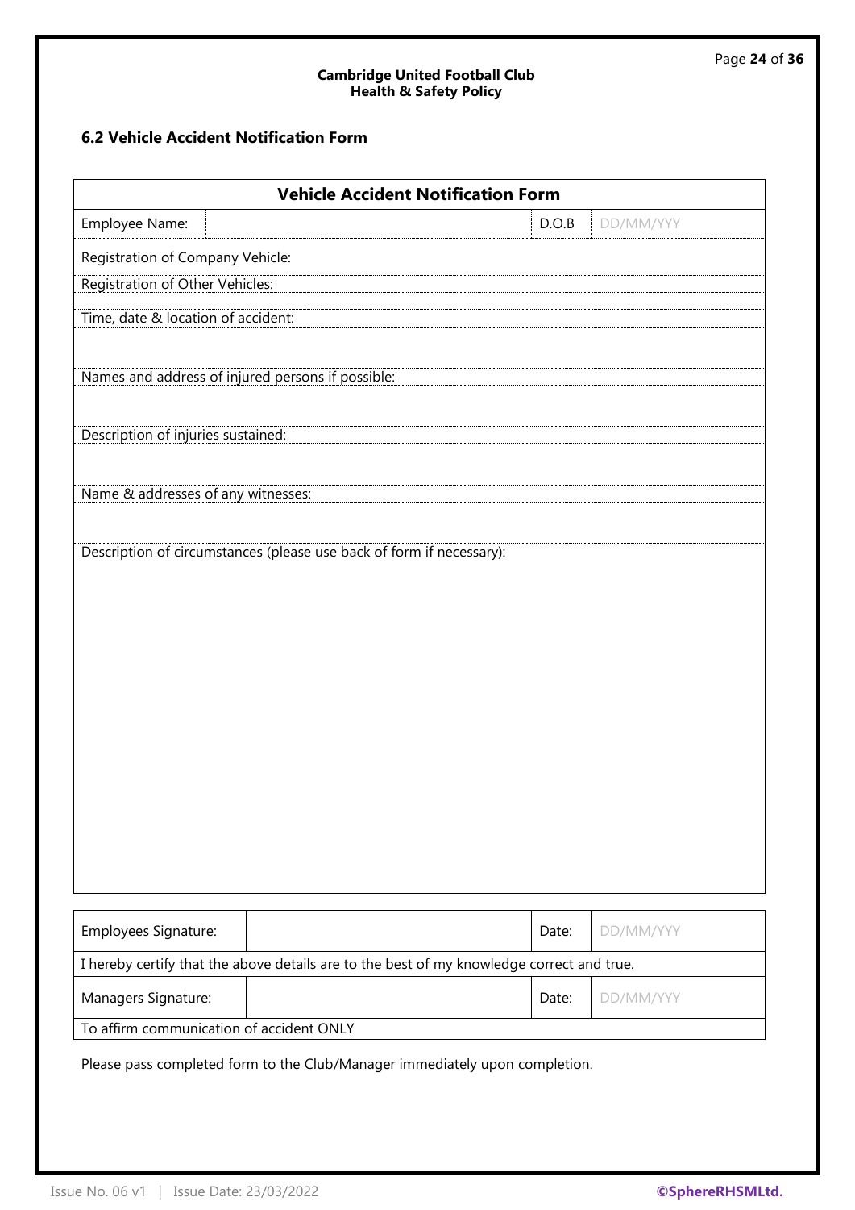### 6.2 Vehicle Accident Notification Form

| Vehicle Accident Notification Form | | | |
|---|---|---|---|
| Employee Name: | | D.O.B | DD/MM/YYY |
| Registration of Company Vehicle: | | | |
| Registration of Other Vehicles: | | | |
| Time, date & location of accident: | | | |
| Names and address of injured persons if possible: | | | |
| Description of injuries sustained: | | | |
| Name & addresses of any witnesses: | | | |
| Description of circumstances (please use back of form if necessary): | | | |

| Employees Signature: | | Date: | DD/MM/YYY |
|---|---|---|---|
| I hereby certify that the above details are to the best of my knowledge correct and true. | | | |
| Managers Signature: | | Date: | DD/MM/YYY |
| To affirm communication of accident ONLY | | | |

Please pass completed form to the Club/Manager immediately upon completion.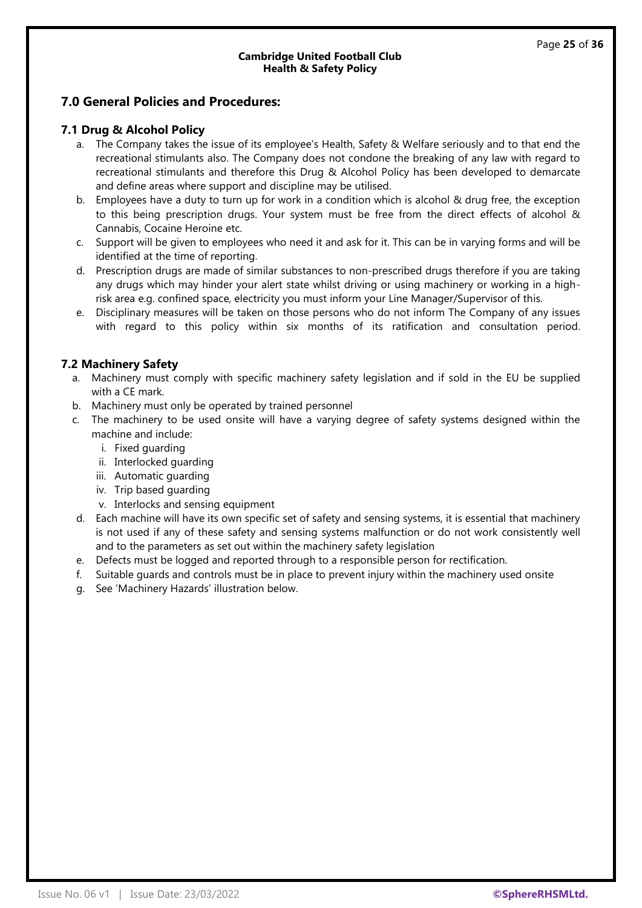## 7.0 General Policies and Procedures:

### 7.1 Drug & Alcohol Policy

a. The Company takes the issue of its employee's Health, Safety & Welfare seriously and to that end the recreational stimulants also. The Company does not condone the breaking of any law with regard to recreational stimulants and therefore this Drug & Alcohol Policy has been developed to demarcate and define areas where support and discipline may be utilised.
b. Employees have a duty to turn up for work in a condition which is alcohol & drug free, the exception to this being prescription drugs. Your system must be free from the direct effects of alcohol & Cannabis, Cocaine Heroine etc.
c. Support will be given to employees who need it and ask for it. This can be in varying forms and will be identified at the time of reporting.
d. Prescription drugs are made of similar substances to non-prescribed drugs therefore if you are taking any drugs which may hinder your alert state whilst driving or using machinery or working in a high-risk area e.g. confined space, electricity you must inform your Line Manager/Supervisor of this.
e. Disciplinary measures will be taken on those persons who do not inform The Company of any issues with regard to this policy within six months of its ratification and consultation period.

### 7.2 Machinery Safety

a. Machinery must comply with specific machinery safety legislation and if sold in the EU be supplied with a CE mark.
b. Machinery must only be operated by trained personnel
c. The machinery to be used onsite will have a varying degree of safety systems designed within the machine and include:
    i. Fixed guarding
    ii. Interlocked guarding
    iii. Automatic guarding
    iv. Trip based guarding
    v. Interlocks and sensing equipment
d. Each machine will have its own specific set of safety and sensing systems, it is essential that machinery is not used if any of these safety and sensing systems malfunction or do not work consistently well and to the parameters as set out within the machinery safety legislation
e. Defects must be logged and reported through to a responsible person for rectification.
f. Suitable guards and controls must be in place to prevent injury within the machinery used onsite
g. See 'Machinery Hazards' illustration below.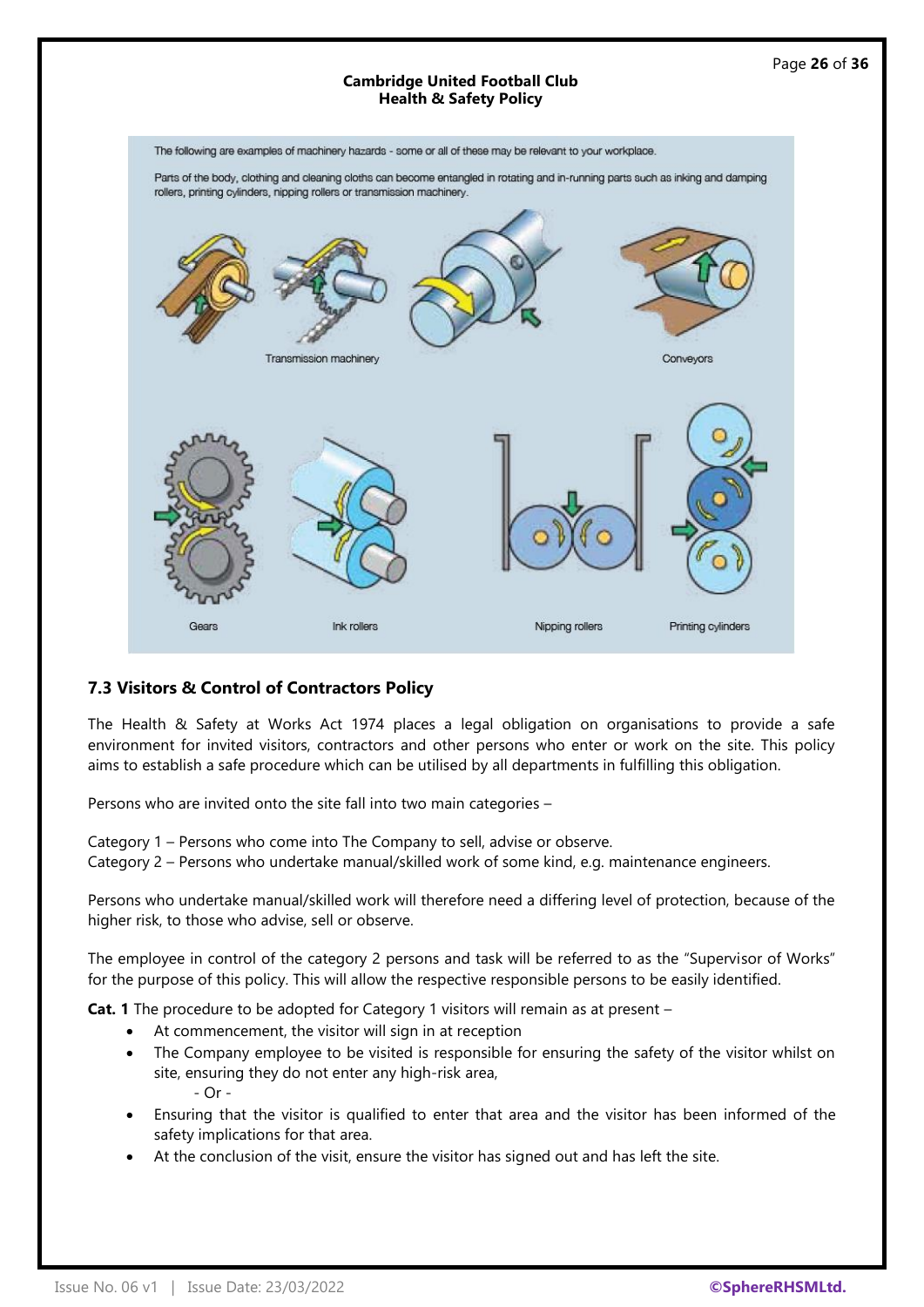The following are examples of machinery hazards - some or all of these may be relevant to your workplace.

Parts of the body, clothing and cleaning cloths can become entangled in rotating and in-running parts such as inking and damping rollers, printing cylinders, nipping rollers or transmission machinery.

Transmission machinery

Conveyors

Gears

Ink rollers

Nipping rollers

Printing cylinders

### 7.3 Visitors & Control of Contractors Policy

The Health & Safety at Works Act 1974 places a legal obligation on organisations to provide a safe environment for invited visitors, contractors and other persons who enter or work on the site. This policy aims to establish a safe procedure which can be utilised by all departments in fulfilling this obligation.

Persons who are invited onto the site fall into two main categories –

Category 1 – Persons who come into The Company to sell, advise or observe.
Category 2 – Persons who undertake manual/skilled work of some kind, e.g. maintenance engineers.

Persons who undertake manual/skilled work will therefore need a differing level of protection, because of the higher risk, to those who advise, sell or observe.

The employee in control of the category 2 persons and task will be referred to as the "Supervisor of Works" for the purpose of this policy. This will allow the respective responsible persons to be easily identified.

**Cat. 1** The procedure to be adopted for Category 1 visitors will remain as at present –

- At commencement, the visitor will sign in at reception
- The Company employee to be visited is responsible for ensuring the safety of the visitor whilst on site, ensuring they do not enter any high-risk area,
  - Or -
- Ensuring that the visitor is qualified to enter that area and the visitor has been informed of the safety implications for that area.
- At the conclusion of the visit, ensure the visitor has signed out and has left the site.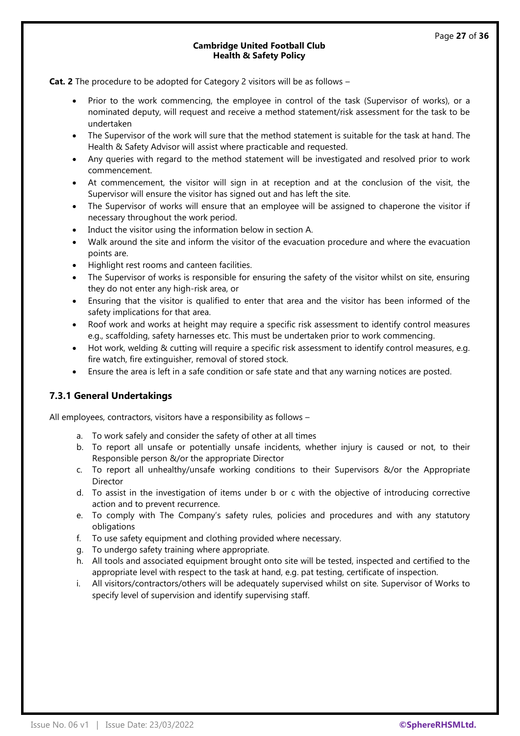**Cat. 2** The procedure to be adopted for Category 2 visitors will be as follows –

- Prior to the work commencing, the employee in control of the task (Supervisor of works), or a nominated deputy, will request and receive a method statement/risk assessment for the task to be undertaken
- The Supervisor of the work will sure that the method statement is suitable for the task at hand. The Health & Safety Advisor will assist where practicable and requested.
- Any queries with regard to the method statement will be investigated and resolved prior to work commencement.
- At commencement, the visitor will sign in at reception and at the conclusion of the visit, the Supervisor will ensure the visitor has signed out and has left the site.
- The Supervisor of works will ensure that an employee will be assigned to chaperone the visitor if necessary throughout the work period.
- Induct the visitor using the information below in section A.
- Walk around the site and inform the visitor of the evacuation procedure and where the evacuation points are.
- Highlight rest rooms and canteen facilities.
- The Supervisor of works is responsible for ensuring the safety of the visitor whilst on site, ensuring they do not enter any high-risk area, or
- Ensuring that the visitor is qualified to enter that area and the visitor has been informed of the safety implications for that area.
- Roof work and works at height may require a specific risk assessment to identify control measures e.g., scaffolding, safety harnesses etc. This must be undertaken prior to work commencing.
- Hot work, welding & cutting will require a specific risk assessment to identify control measures, e.g. fire watch, fire extinguisher, removal of stored stock.
- Ensure the area is left in a safe condition or safe state and that any warning notices are posted.

### 7.3.1 General Undertakings

All employees, contractors, visitors have a responsibility as follows –

a. To work safely and consider the safety of other at all times
b. To report all unsafe or potentially unsafe incidents, whether injury is caused or not, to their Responsible person &/or the appropriate Director
c. To report all unhealthy/unsafe working conditions to their Supervisors &/or the Appropriate Director
d. To assist in the investigation of items under b or c with the objective of introducing corrective action and to prevent recurrence.
e. To comply with The Company's safety rules, policies and procedures and with any statutory obligations
f. To use safety equipment and clothing provided where necessary.
g. To undergo safety training where appropriate.
h. All tools and associated equipment brought onto site will be tested, inspected and certified to the appropriate level with respect to the task at hand, e.g. pat testing, certificate of inspection.
i. All visitors/contractors/others will be adequately supervised whilst on site. Supervisor of Works to specify level of supervision and identify supervising staff.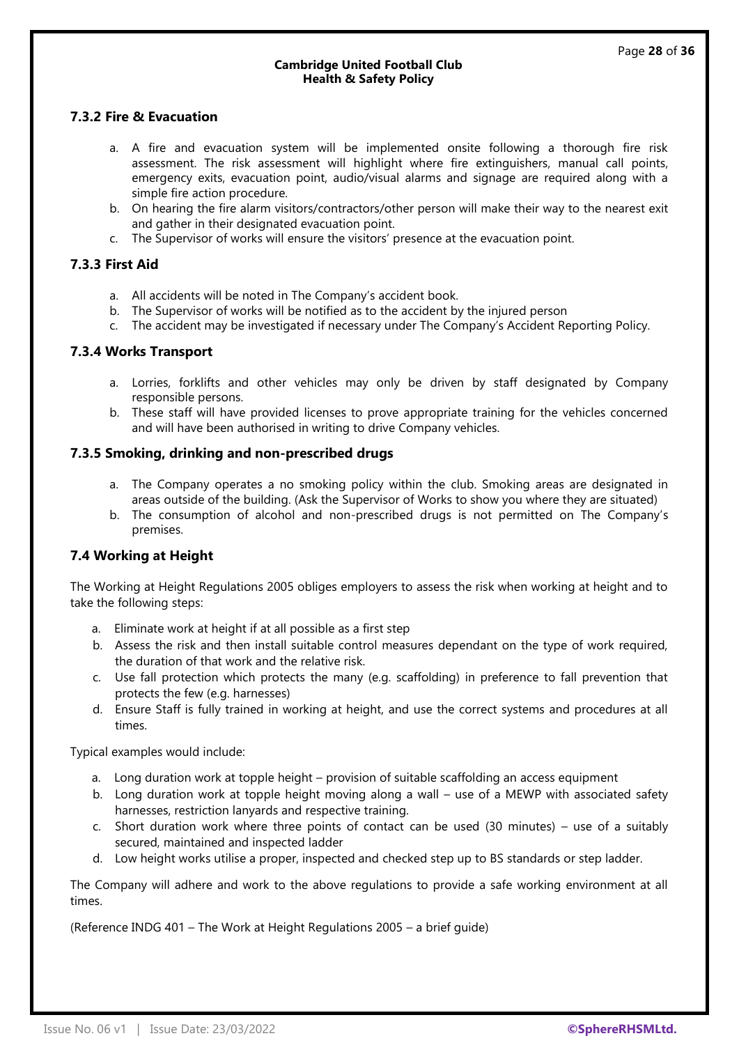### 7.3.2 Fire & Evacuation

a. A fire and evacuation system will be implemented onsite following a thorough fire risk assessment. The risk assessment will highlight where fire extinguishers, manual call points, emergency exits, evacuation point, audio/visual alarms and signage are required along with a simple fire action procedure.
b. On hearing the fire alarm visitors/contractors/other person will make their way to the nearest exit and gather in their designated evacuation point.
c. The Supervisor of works will ensure the visitors' presence at the evacuation point.

### 7.3.3 First Aid

a. All accidents will be noted in The Company's accident book.
b. The Supervisor of works will be notified as to the accident by the injured person
c. The accident may be investigated if necessary under The Company's Accident Reporting Policy.

### 7.3.4 Works Transport

a. Lorries, forklifts and other vehicles may only be driven by staff designated by Company responsible persons.
b. These staff will have provided licenses to prove appropriate training for the vehicles concerned and will have been authorised in writing to drive Company vehicles.

### 7.3.5 Smoking, drinking and non-prescribed drugs

a. The Company operates a no smoking policy within the club. Smoking areas are designated in areas outside of the building. (Ask the Supervisor of Works to show you where they are situated)
b. The consumption of alcohol and non-prescribed drugs is not permitted on The Company's premises.

## 7.4 Working at Height

The Working at Height Regulations 2005 obliges employers to assess the risk when working at height and to take the following steps:

a. Eliminate work at height if at all possible as a first step
b. Assess the risk and then install suitable control measures dependant on the type of work required, the duration of that work and the relative risk.
c. Use fall protection which protects the many (e.g. scaffolding) in preference to fall prevention that protects the few (e.g. harnesses)
d. Ensure Staff is fully trained in working at height, and use the correct systems and procedures at all times.

Typical examples would include:

a. Long duration work at topple height – provision of suitable scaffolding an access equipment
b. Long duration work at topple height moving along a wall – use of a MEWP with associated safety harnesses, restriction lanyards and respective training.
c. Short duration work where three points of contact can be used (30 minutes) – use of a suitably secured, maintained and inspected ladder
d. Low height works utilise a proper, inspected and checked step up to BS standards or step ladder.

The Company will adhere and work to the above regulations to provide a safe working environment at all times.

(Reference INDG 401 – The Work at Height Regulations 2005 – a brief guide)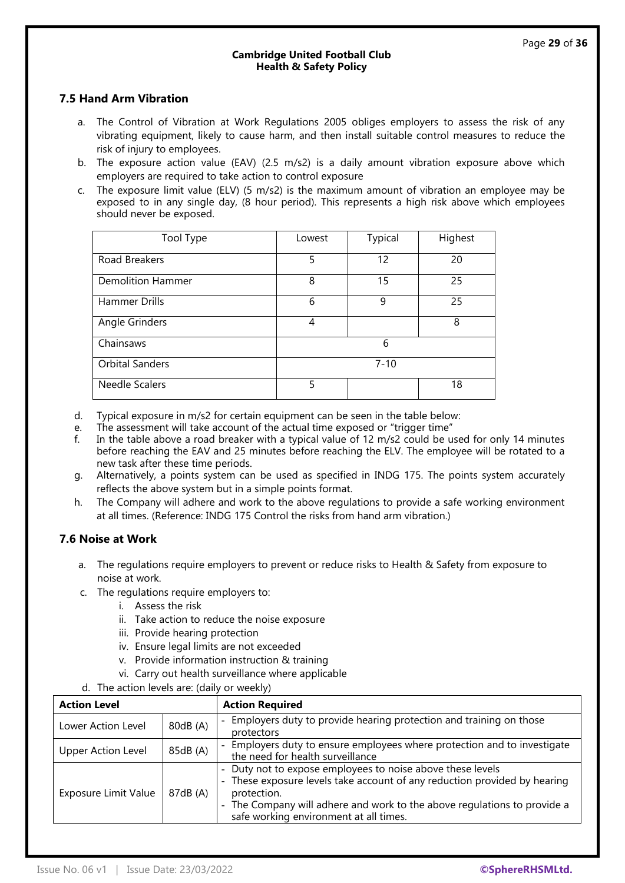## 7.5 Hand Arm Vibration

a. The Control of Vibration at Work Regulations 2005 obliges employers to assess the risk of any vibrating equipment, likely to cause harm, and then install suitable control measures to reduce the risk of injury to employees.
b. The exposure action value (EAV) (2.5 m/s2) is a daily amount vibration exposure above which employers are required to take action to control exposure
c. The exposure limit value (ELV) (5 m/s2) is the maximum amount of vibration an employee may be exposed to in any single day, (8 hour period). This represents a high risk above which employees should never be exposed.

| Tool Type | Lowest | Typical | Highest |
|---|---|---|---|
| Road Breakers | 5 | 12 | 20 |
| Demolition Hammer | 8 | 15 | 25 |
| Hammer Drills | 6 | 9 | 25 |
| Angle Grinders | 4 | | 8 |
| Chainsaws | | 6 | |
| Orbital Sanders | | 7-10 | |
| Needle Scalers | 5 | | 18 |

d. Typical exposure in m/s2 for certain equipment can be seen in the table below:
e. The assessment will take account of the actual time exposed or "trigger time"
f. In the table above a road breaker with a typical value of 12 m/s2 could be used for only 14 minutes before reaching the EAV and 25 minutes before reaching the ELV. The employee will be rotated to a new task after these time periods.
g. Alternatively, a points system can be used as specified in INDG 175. The points system accurately reflects the above system but in a simple points format.
h. The Company will adhere and work to the above regulations to provide a safe working environment at all times. (Reference: INDG 175 Control the risks from hand arm vibration.)

## 7.6 Noise at Work

a. The regulations require employers to prevent or reduce risks to Health & Safety from exposure to noise at work.
c. The regulations require employers to:
   i. Assess the risk
   ii. Take action to reduce the noise exposure
   iii. Provide hearing protection
   iv. Ensure legal limits are not exceeded
   v. Provide information instruction & training
   vi. Carry out health surveillance where applicable
d. The action levels are: (daily or weekly)

| **Action Level** | | **Action Required** |
|---|---|---|
| Lower Action Level | 80dB (A) | - Employers duty to provide hearing protection and training on those protectors |
| Upper Action Level | 85dB (A) | - Employers duty to ensure employees where protection and to investigate the need for health surveillance |
| Exposure Limit Value | 87dB (A) | - Duty not to expose employees to noise above these levels<br>- These exposure levels take account of any reduction provided by hearing protection.<br>- The Company will adhere and work to the above regulations to provide a safe working environment at all times. |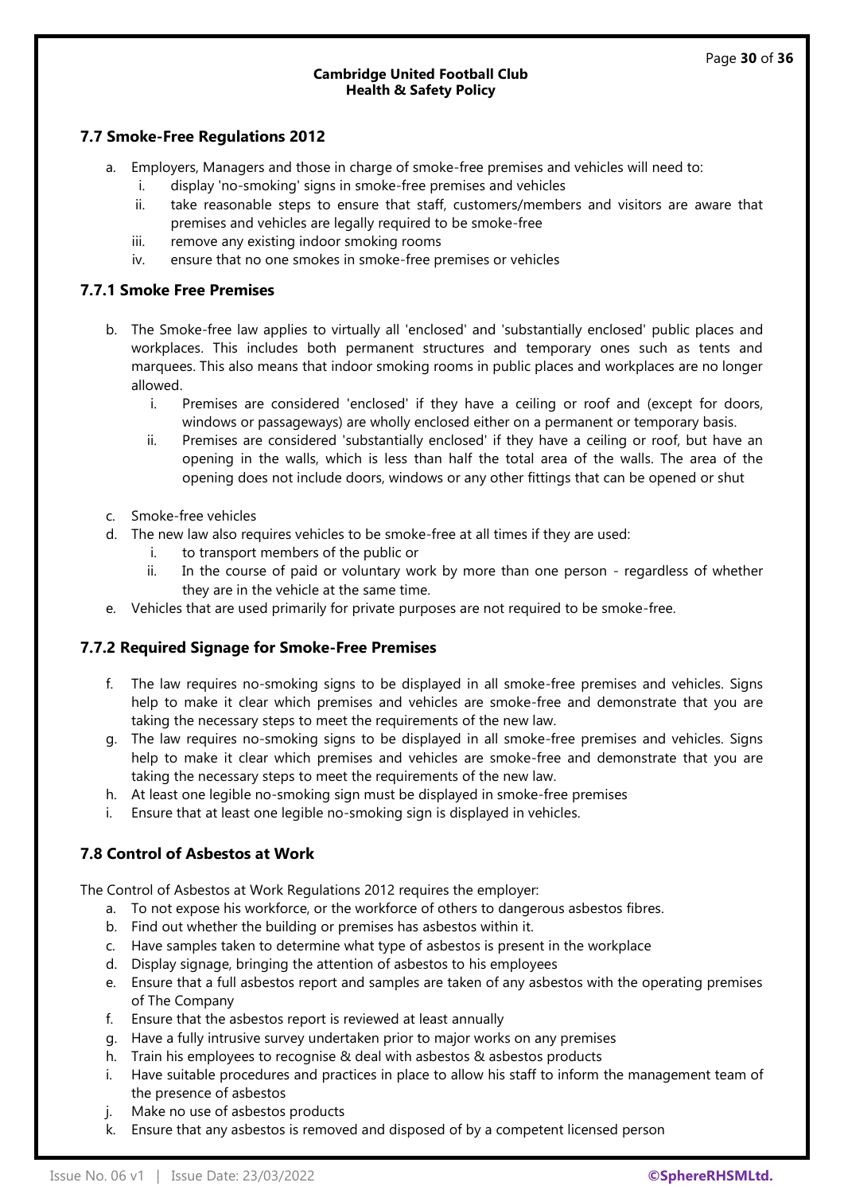## 7.7 Smoke-Free Regulations 2012

a. Employers, Managers and those in charge of smoke-free premises and vehicles will need to:
    i. display 'no-smoking' signs in smoke-free premises and vehicles
    ii. take reasonable steps to ensure that staff, customers/members and visitors are aware that premises and vehicles are legally required to be smoke-free
    iii. remove any existing indoor smoking rooms
    iv. ensure that no one smokes in smoke-free premises or vehicles

### 7.7.1 Smoke Free Premises

b. The Smoke-free law applies to virtually all 'enclosed' and 'substantially enclosed' public places and workplaces. This includes both permanent structures and temporary ones such as tents and marquees. This also means that indoor smoking rooms in public places and workplaces are no longer allowed.
    i. Premises are considered 'enclosed' if they have a ceiling or roof and (except for doors, windows or passageways) are wholly enclosed either on a permanent or temporary basis.
    ii. Premises are considered 'substantially enclosed' if they have a ceiling or roof, but have an opening in the walls, which is less than half the total area of the walls. The area of the opening does not include doors, windows or any other fittings that can be opened or shut

c. Smoke-free vehicles

d. The new law also requires vehicles to be smoke-free at all times if they are used:
    i. to transport members of the public or
    ii. In the course of paid or voluntary work by more than one person - regardless of whether they are in the vehicle at the same time.

e. Vehicles that are used primarily for private purposes are not required to be smoke-free.

### 7.7.2 Required Signage for Smoke-Free Premises

f. The law requires no-smoking signs to be displayed in all smoke-free premises and vehicles. Signs help to make it clear which premises and vehicles are smoke-free and demonstrate that you are taking the necessary steps to meet the requirements of the new law.

g. The law requires no-smoking signs to be displayed in all smoke-free premises and vehicles. Signs help to make it clear which premises and vehicles are smoke-free and demonstrate that you are taking the necessary steps to meet the requirements of the new law.

h. At least one legible no-smoking sign must be displayed in smoke-free premises

i. Ensure that at least one legible no-smoking sign is displayed in vehicles.

## 7.8 Control of Asbestos at Work

The Control of Asbestos at Work Regulations 2012 requires the employer:

a. To not expose his workforce, or the workforce of others to dangerous asbestos fibres.
b. Find out whether the building or premises has asbestos within it.
c. Have samples taken to determine what type of asbestos is present in the workplace
d. Display signage, bringing the attention of asbestos to his employees
e. Ensure that a full asbestos report and samples are taken of any asbestos with the operating premises of The Company
f. Ensure that the asbestos report is reviewed at least annually
g. Have a fully intrusive survey undertaken prior to major works on any premises
h. Train his employees to recognise & deal with asbestos & asbestos products
i. Have suitable procedures and practices in place to allow his staff to inform the management team of the presence of asbestos
j. Make no use of asbestos products
k. Ensure that any asbestos is removed and disposed of by a competent licensed person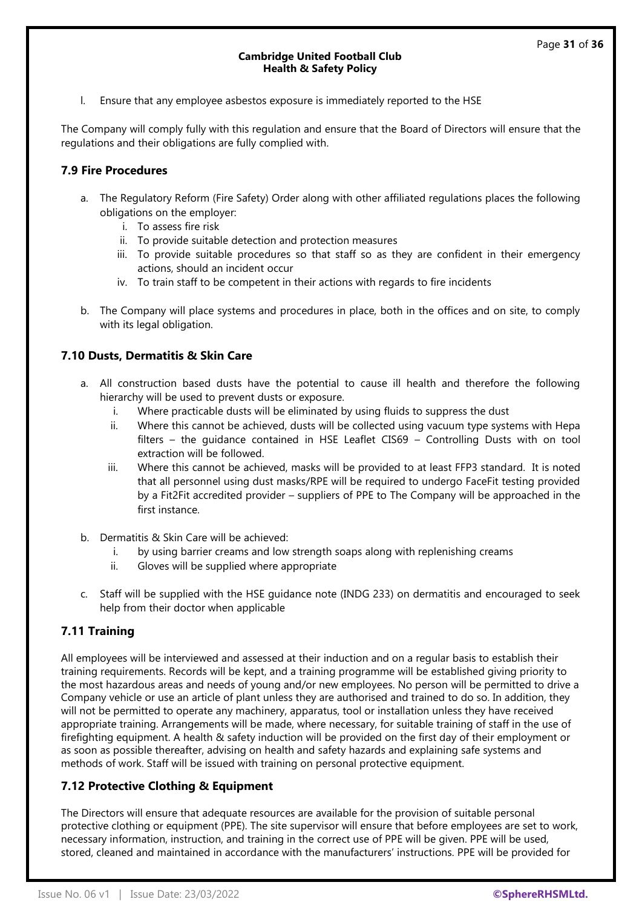l. Ensure that any employee asbestos exposure is immediately reported to the HSE

The Company will comply fully with this regulation and ensure that the Board of Directors will ensure that the regulations and their obligations are fully complied with.

### 7.9 Fire Procedures

a. The Regulatory Reform (Fire Safety) Order along with other affiliated regulations places the following obligations on the employer:
   i. To assess fire risk
   ii. To provide suitable detection and protection measures
   iii. To provide suitable procedures so that staff so as they are confident in their emergency actions, should an incident occur
   iv. To train staff to be competent in their actions with regards to fire incidents

b. The Company will place systems and procedures in place, both in the offices and on site, to comply with its legal obligation.

### 7.10 Dusts, Dermatitis & Skin Care

a. All construction based dusts have the potential to cause ill health and therefore the following hierarchy will be used to prevent dusts or exposure.
   i. Where practicable dusts will be eliminated by using fluids to suppress the dust
   ii. Where this cannot be achieved, dusts will be collected using vacuum type systems with Hepa filters – the guidance contained in HSE Leaflet CIS69 – Controlling Dusts with on tool extraction will be followed.
   iii. Where this cannot be achieved, masks will be provided to at least FFP3 standard. It is noted that all personnel using dust masks/RPE will be required to undergo FaceFit testing provided by a Fit2Fit accredited provider – suppliers of PPE to The Company will be approached in the first instance.

b. Dermatitis & Skin Care will be achieved:
   i. by using barrier creams and low strength soaps along with replenishing creams
   ii. Gloves will be supplied where appropriate

c. Staff will be supplied with the HSE guidance note (INDG 233) on dermatitis and encouraged to seek help from their doctor when applicable

### 7.11 Training

All employees will be interviewed and assessed at their induction and on a regular basis to establish their training requirements. Records will be kept, and a training programme will be established giving priority to the most hazardous areas and needs of young and/or new employees. No person will be permitted to drive a Company vehicle or use an article of plant unless they are authorised and trained to do so. In addition, they will not be permitted to operate any machinery, apparatus, tool or installation unless they have received appropriate training. Arrangements will be made, where necessary, for suitable training of staff in the use of firefighting equipment. A health & safety induction will be provided on the first day of their employment or as soon as possible thereafter, advising on health and safety hazards and explaining safe systems and methods of work. Staff will be issued with training on personal protective equipment.

### 7.12 Protective Clothing & Equipment

The Directors will ensure that adequate resources are available for the provision of suitable personal protective clothing or equipment (PPE). The site supervisor will ensure that before employees are set to work, necessary information, instruction, and training in the correct use of PPE will be given. PPE will be used, stored, cleaned and maintained in accordance with the manufacturers' instructions. PPE will be provided for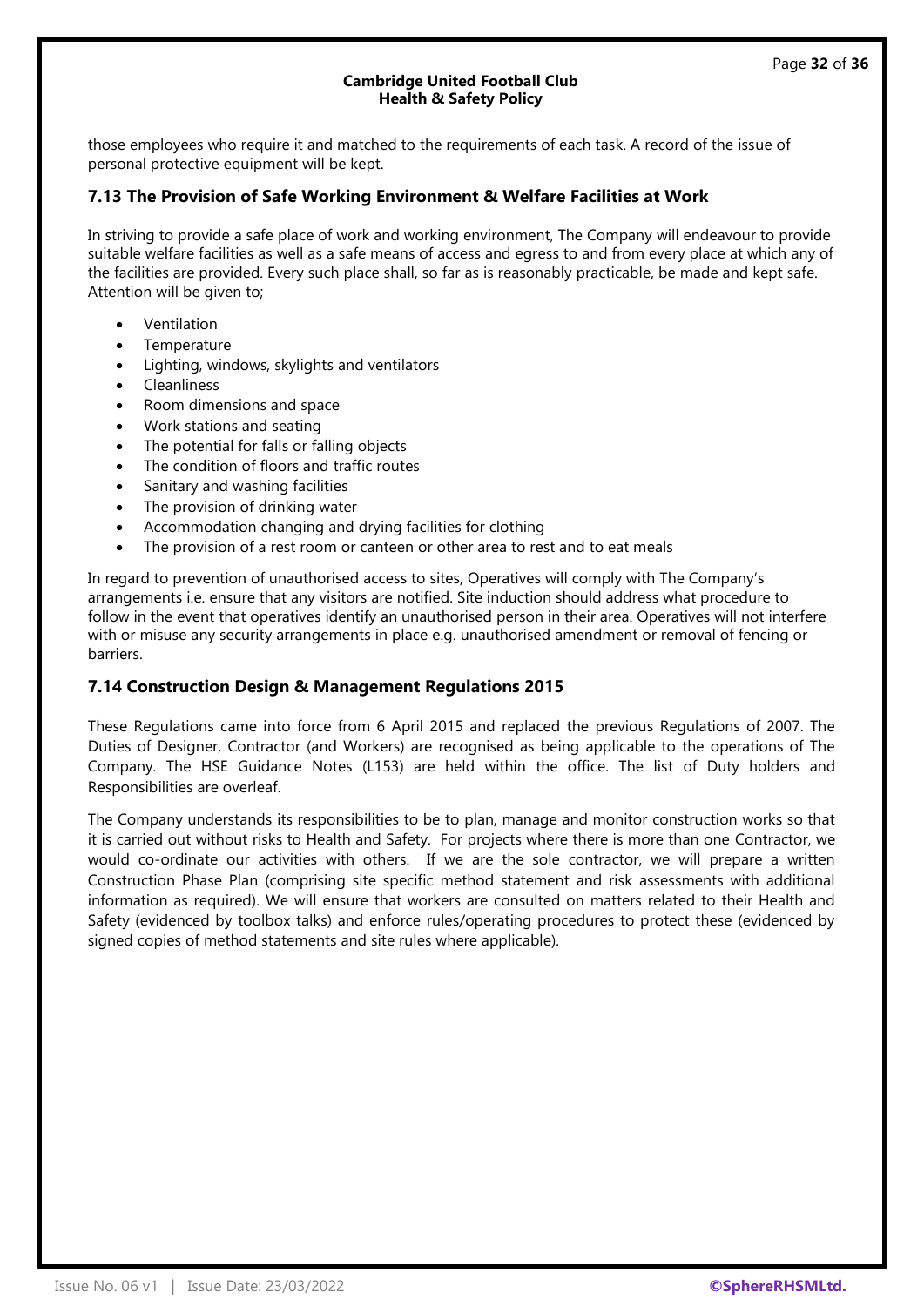those employees who require it and matched to the requirements of each task. A record of the issue of personal protective equipment will be kept.

### 7.13 The Provision of Safe Working Environment & Welfare Facilities at Work

In striving to provide a safe place of work and working environment, The Company will endeavour to provide suitable welfare facilities as well as a safe means of access and egress to and from every place at which any of the facilities are provided. Every such place shall, so far as is reasonably practicable, be made and kept safe. Attention will be given to;

- Ventilation
- Temperature
- Lighting, windows, skylights and ventilators
- Cleanliness
- Room dimensions and space
- Work stations and seating
- The potential for falls or falling objects
- The condition of floors and traffic routes
- Sanitary and washing facilities
- The provision of drinking water
- Accommodation changing and drying facilities for clothing
- The provision of a rest room or canteen or other area to rest and to eat meals

In regard to prevention of unauthorised access to sites, Operatives will comply with The Company's arrangements i.e. ensure that any visitors are notified. Site induction should address what procedure to follow in the event that operatives identify an unauthorised person in their area. Operatives will not interfere with or misuse any security arrangements in place e.g. unauthorised amendment or removal of fencing or barriers.

### 7.14 Construction Design & Management Regulations 2015

These Regulations came into force from 6 April 2015 and replaced the previous Regulations of 2007. The Duties of Designer, Contractor (and Workers) are recognised as being applicable to the operations of The Company. The HSE Guidance Notes (L153) are held within the office. The list of Duty holders and Responsibilities are overleaf.

The Company understands its responsibilities to be to plan, manage and monitor construction works so that it is carried out without risks to Health and Safety. For projects where there is more than one Contractor, we would co-ordinate our activities with others. If we are the sole contractor, we will prepare a written Construction Phase Plan (comprising site specific method statement and risk assessments with additional information as required). We will ensure that workers are consulted on matters related to their Health and Safety (evidenced by toolbox talks) and enforce rules/operating procedures to protect these (evidenced by signed copies of method statements and site rules where applicable).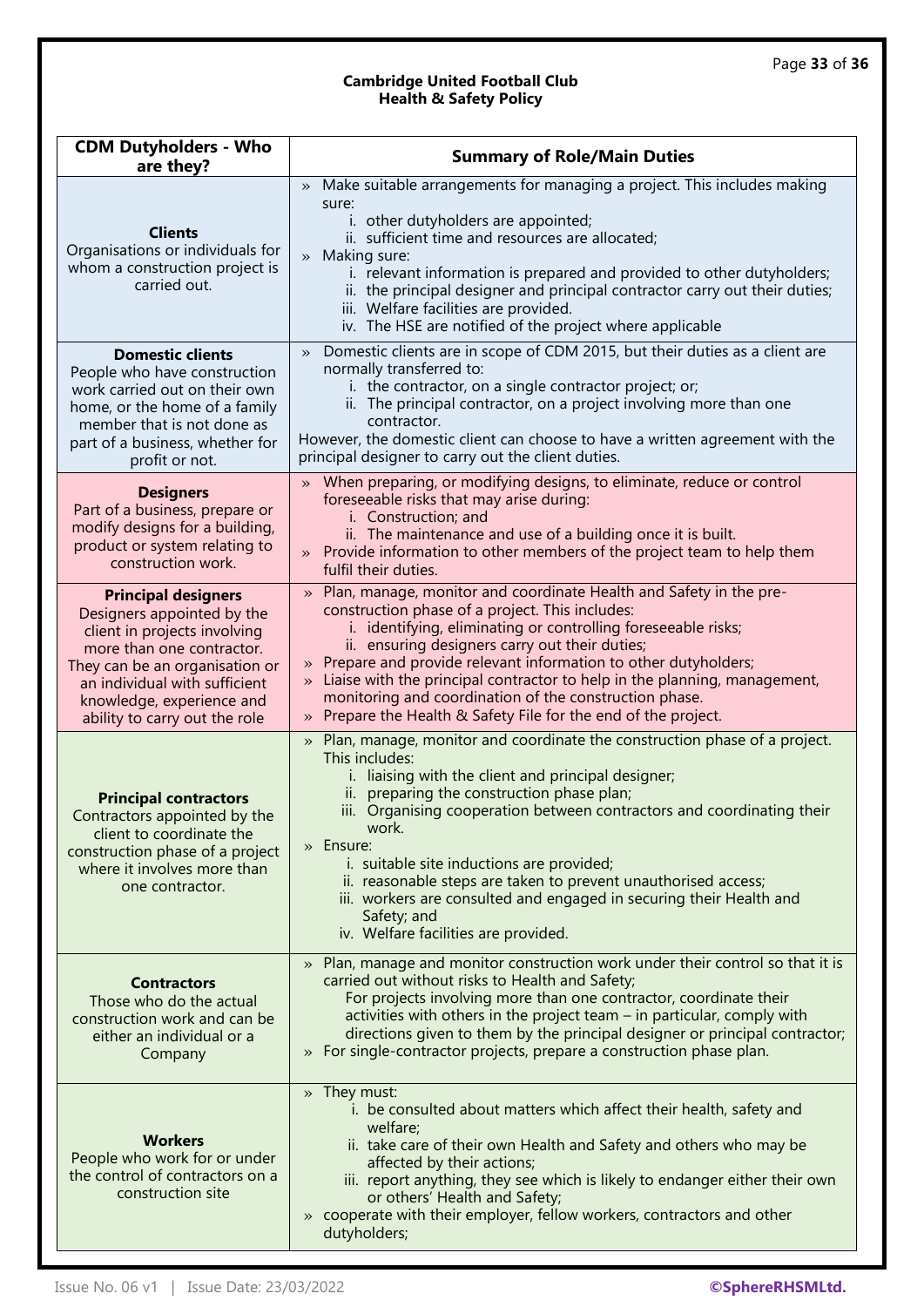| CDM Dutyholders - Who are they? | Summary of Role/Main Duties |
|---|---|
| **Clients**<br>Organisations or individuals for whom a construction project is carried out. | » Make suitable arrangements for managing a project. This includes making sure:<br>i. other dutyholders are appointed;<br>ii. sufficient time and resources are allocated;<br>» Making sure:<br>i. relevant information is prepared and provided to other dutyholders;<br>ii. the principal designer and principal contractor carry out their duties;<br>iii. Welfare facilities are provided.<br>iv. The HSE are notified of the project where applicable |
| **Domestic clients**<br>People who have construction work carried out on their own home, or the home of a family member that is not done as part of a business, whether for profit or not. | » Domestic clients are in scope of CDM 2015, but their duties as a client are normally transferred to:<br>i. the contractor, on a single contractor project; or;<br>ii. The principal contractor, on a project involving more than one contractor.<br>However, the domestic client can choose to have a written agreement with the principal designer to carry out the client duties. |
| **Designers**<br>Part of a business, prepare or modify designs for a building, product or system relating to construction work. | » When preparing, or modifying designs, to eliminate, reduce or control foreseeable risks that may arise during:<br>i. Construction; and<br>ii. The maintenance and use of a building once it is built.<br>» Provide information to other members of the project team to help them fulfil their duties. |
| **Principal designers**<br>Designers appointed by the client in projects involving more than one contractor. They can be an organisation or an individual with sufficient knowledge, experience and ability to carry out the role | » Plan, manage, monitor and coordinate Health and Safety in the pre-construction phase of a project. This includes:<br>i. identifying, eliminating or controlling foreseeable risks;<br>ii. ensuring designers carry out their duties;<br>» Prepare and provide relevant information to other dutyholders;<br>» Liaise with the principal contractor to help in the planning, management, monitoring and coordination of the construction phase.<br>» Prepare the Health & Safety File for the end of the project. |
| **Principal contractors**<br>Contractors appointed by the client to coordinate the construction phase of a project where it involves more than one contractor. | » Plan, manage, monitor and coordinate the construction phase of a project. This includes:<br>i. liaising with the client and principal designer;<br>ii. preparing the construction phase plan;<br>iii. Organising cooperation between contractors and coordinating their work.<br>» Ensure:<br>i. suitable site inductions are provided;<br>ii. reasonable steps are taken to prevent unauthorised access;<br>iii. workers are consulted and engaged in securing their Health and Safety; and<br>iv. Welfare facilities are provided. |
| **Contractors**<br>Those who do the actual construction work and can be either an individual or a Company | » Plan, manage and monitor construction work under their control so that it is carried out without risks to Health and Safety;<br>For projects involving more than one contractor, coordinate their activities with others in the project team – in particular, comply with directions given to them by the principal designer or principal contractor;<br>» For single-contractor projects, prepare a construction phase plan. |
| **Workers**<br>People who work for or under the control of contractors on a construction site | » They must:<br>i. be consulted about matters which affect their health, safety and welfare;<br>ii. take care of their own Health and Safety and others who may be affected by their actions;<br>iii. report anything, they see which is likely to endanger either their own or others' Health and Safety;<br>» cooperate with their employer, fellow workers, contractors and other dutyholders; |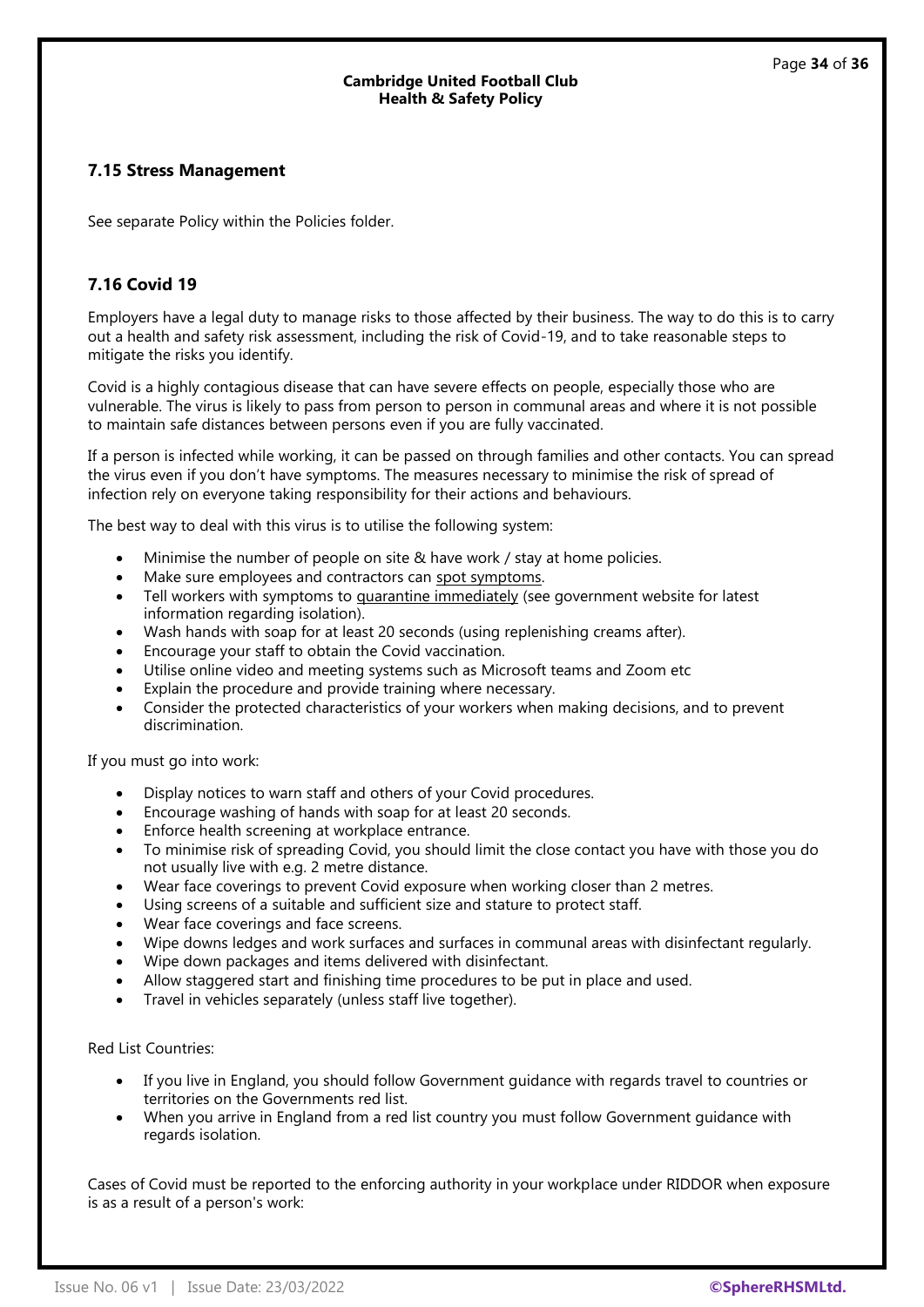### 7.15 Stress Management

See separate Policy within the Policies folder.

### 7.16 Covid 19

Employers have a legal duty to manage risks to those affected by their business. The way to do this is to carry out a health and safety risk assessment, including the risk of Covid-19, and to take reasonable steps to mitigate the risks you identify.

Covid is a highly contagious disease that can have severe effects on people, especially those who are vulnerable. The virus is likely to pass from person to person in communal areas and where it is not possible to maintain safe distances between persons even if you are fully vaccinated.

If a person is infected while working, it can be passed on through families and other contacts. You can spread the virus even if you don't have symptoms. The measures necessary to minimise the risk of spread of infection rely on everyone taking responsibility for their actions and behaviours.

The best way to deal with this virus is to utilise the following system:

- Minimise the number of people on site & have work / stay at home policies.
- Make sure employees and contractors can spot symptoms.
- Tell workers with symptoms to quarantine immediately (see government website for latest information regarding isolation).
- Wash hands with soap for at least 20 seconds (using replenishing creams after).
- Encourage your staff to obtain the Covid vaccination.
- Utilise online video and meeting systems such as Microsoft teams and Zoom etc
- Explain the procedure and provide training where necessary.
- Consider the protected characteristics of your workers when making decisions, and to prevent discrimination.

If you must go into work:

- Display notices to warn staff and others of your Covid procedures.
- Encourage washing of hands with soap for at least 20 seconds.
- Enforce health screening at workplace entrance.
- To minimise risk of spreading Covid, you should limit the close contact you have with those you do not usually live with e.g. 2 metre distance.
- Wear face coverings to prevent Covid exposure when working closer than 2 metres.
- Using screens of a suitable and sufficient size and stature to protect staff.
- Wear face coverings and face screens.
- Wipe downs ledges and work surfaces and surfaces in communal areas with disinfectant regularly.
- Wipe down packages and items delivered with disinfectant.
- Allow staggered start and finishing time procedures to be put in place and used.
- Travel in vehicles separately (unless staff live together).

Red List Countries:

- If you live in England, you should follow Government guidance with regards travel to countries or territories on the Governments red list.
- When you arrive in England from a red list country you must follow Government guidance with regards isolation.

Cases of Covid must be reported to the enforcing authority in your workplace under RIDDOR when exposure is as a result of a person's work: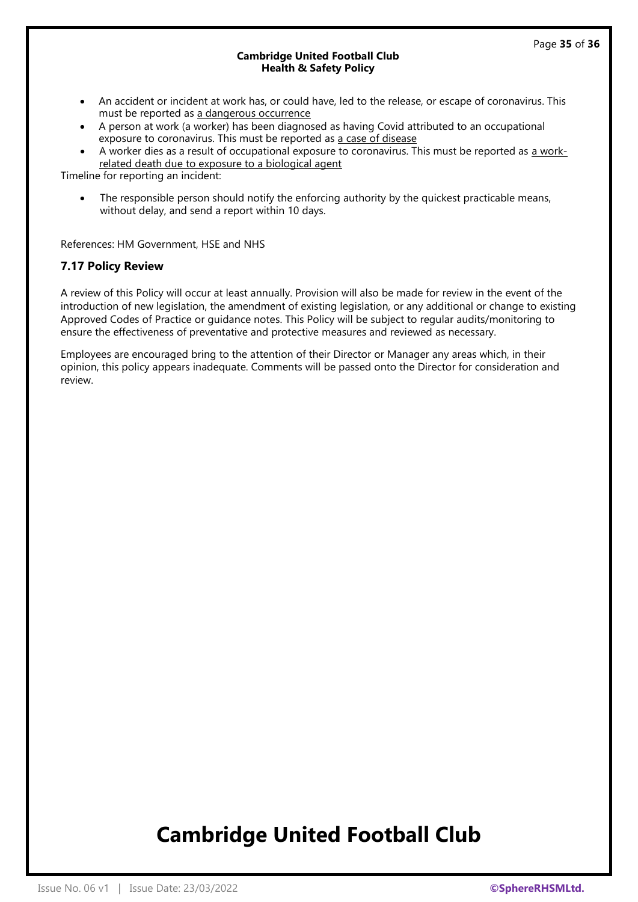- An accident or incident at work has, or could have, led to the release, or escape of coronavirus. This must be reported as a dangerous occurrence
- A person at work (a worker) has been diagnosed as having Covid attributed to an occupational exposure to coronavirus. This must be reported as a case of disease
- A worker dies as a result of occupational exposure to coronavirus. This must be reported as a work-related death due to exposure to a biological agent

Timeline for reporting an incident:

- The responsible person should notify the enforcing authority by the quickest practicable means, without delay, and send a report within 10 days.

References: HM Government, HSE and NHS

### 7.17 Policy Review

A review of this Policy will occur at least annually. Provision will also be made for review in the event of the introduction of new legislation, the amendment of existing legislation, or any additional or change to existing Approved Codes of Practice or guidance notes. This Policy will be subject to regular audits/monitoring to ensure the effectiveness of preventative and protective measures and reviewed as necessary.

Employees are encouraged bring to the attention of their Director or Manager any areas which, in their opinion, this policy appears inadequate. Comments will be passed onto the Director for consideration and review.

# Cambridge United Football Club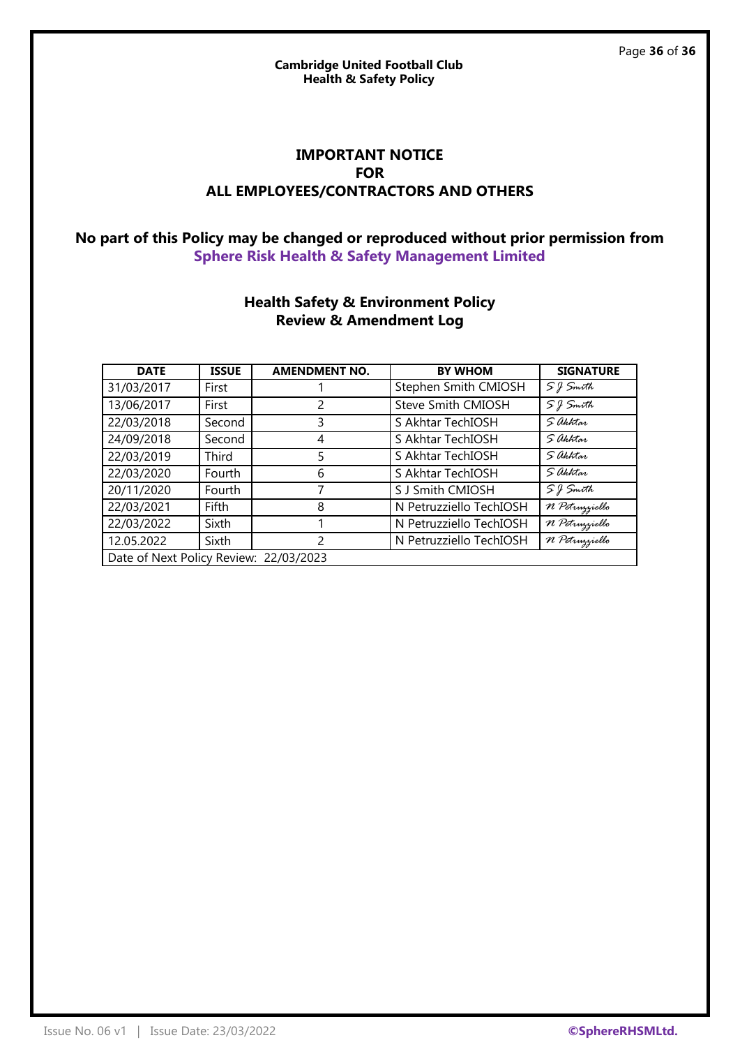## IMPORTANT NOTICE
## FOR
## ALL EMPLOYEES/CONTRACTORS AND OTHERS

**No part of this Policy may be changed or reproduced without prior permission from Sphere Risk Health & Safety Management Limited**

### Health Safety & Environment Policy
### Review & Amendment Log

| DATE | ISSUE | AMENDMENT NO. | BY WHOM | SIGNATURE |
|---|---|---|---|---|
| 31/03/2017 | First | 1 | Stephen Smith CMIOSH | S J Smith |
| 13/06/2017 | First | 2 | Steve Smith CMIOSH | S J Smith |
| 22/03/2018 | Second | 3 | S Akhtar TechIOSH | S Akhtar |
| 24/09/2018 | Second | 4 | S Akhtar TechIOSH | S Akhtar |
| 22/03/2019 | Third | 5 | S Akhtar TechIOSH | S Akhtar |
| 22/03/2020 | Fourth | 6 | S Akhtar TechIOSH | S Akhtar |
| 20/11/2020 | Fourth | 7 | S J Smith CMIOSH | S J Smith |
| 22/03/2021 | Fifth | 8 | N Petruzziello TechIOSH | N Petruzziello |
| 22/03/2022 | Sixth | 1 | N Petruzziello TechIOSH | N Petruzziello |
| 12.05.2022 | Sixth | 2 | N Petruzziello TechIOSH | N Petruzziello |
| Date of Next Policy Review: 22/03/2023 | | | | |